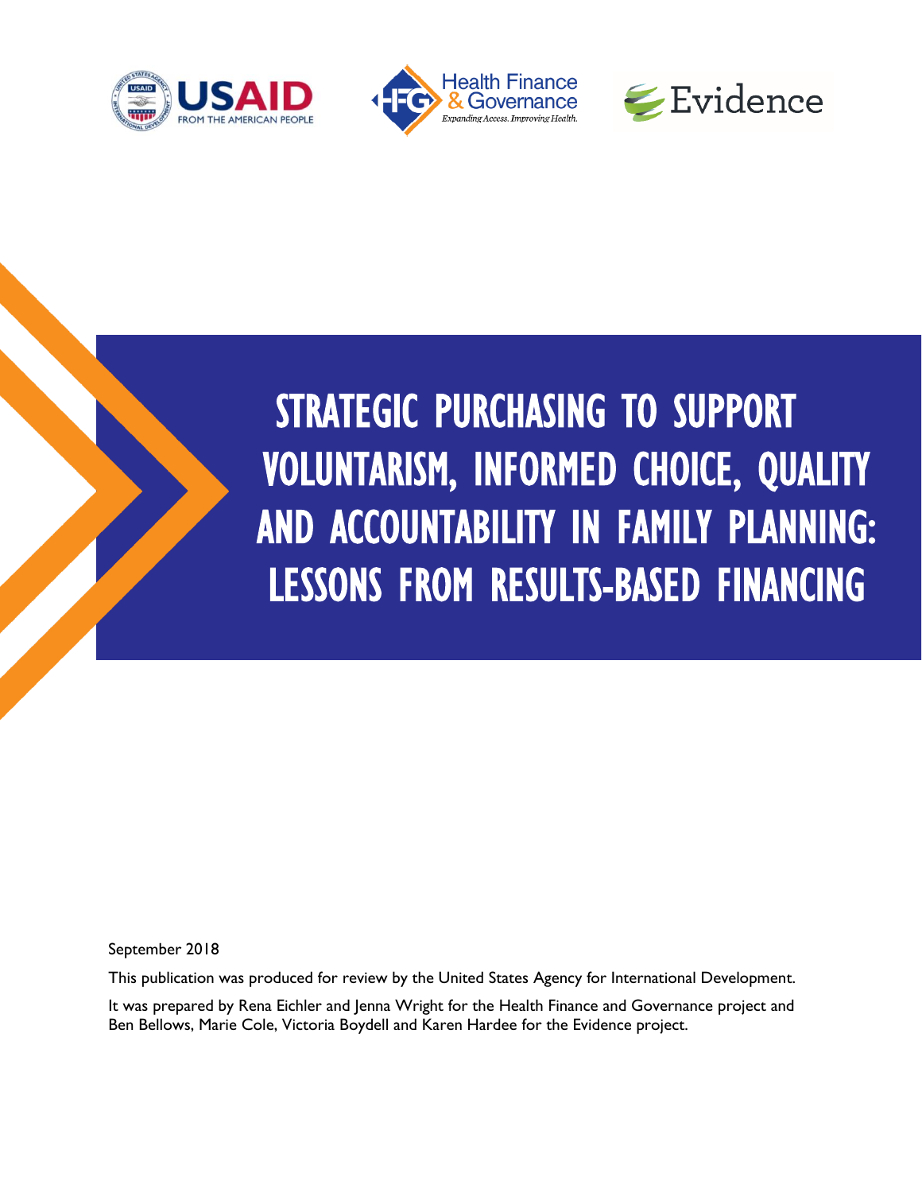# STRATEGIC PURCHASING TO SUPPORT VOLUNTARISM, INFORMED CHOICE, QUALITY AND ACCOUNTABILITY IN FAMILY PLANNING: LESSONS FROM RESULTS-BASED FINANCING

September 2018

This publication was produced for review by the United States Agency for International Development.

It was prepared by Rena Eichler and Jenna Wright for the Health Finance and Governance project and Ben Bellows, Marie Cole, Victoria Boydell and Karen Hardee for the Evidence project.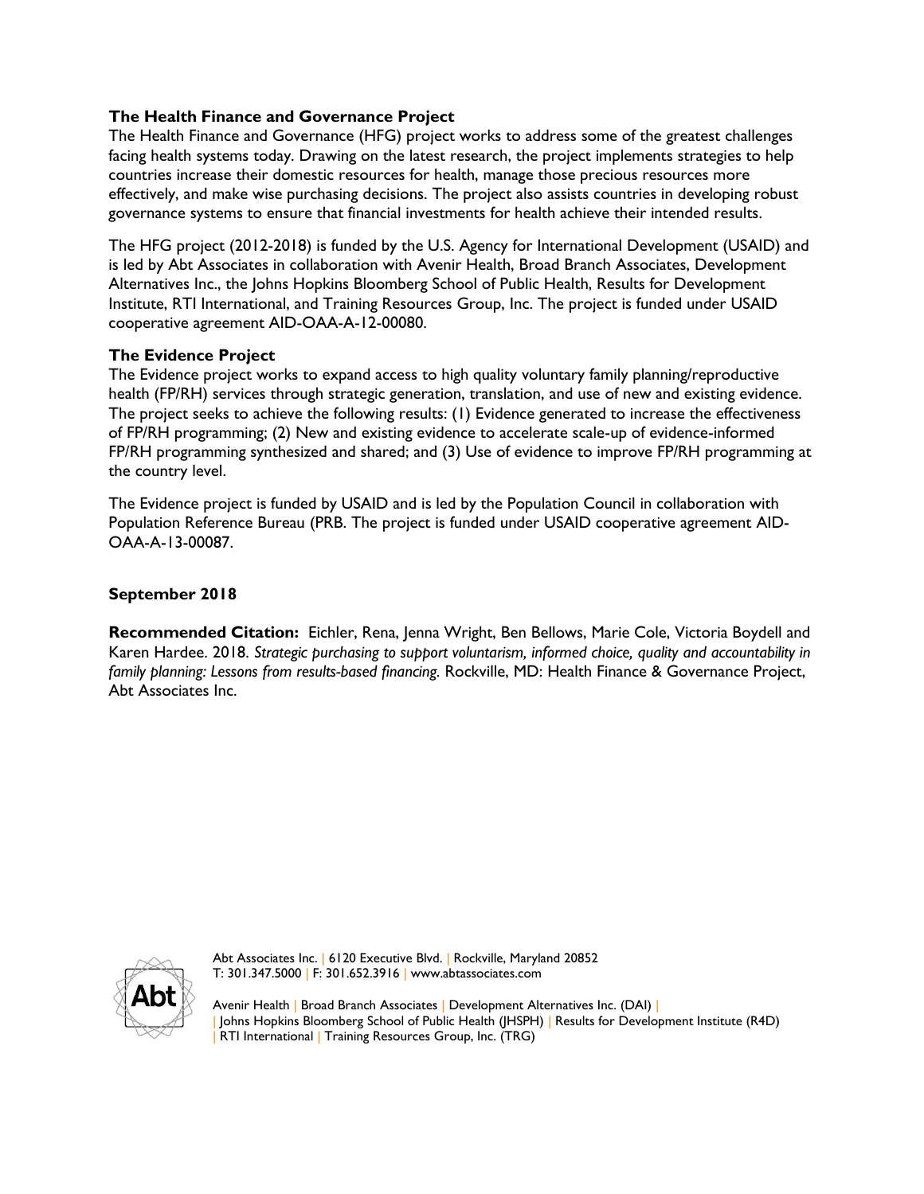**The Health Finance and Governance Project**

The Health Finance and Governance (HFG) project works to address some of the greatest challenges facing health systems today. Drawing on the latest research, the project implements strategies to help countries increase their domestic resources for health, manage those precious resources more effectively, and make wise purchasing decisions. The project also assists countries in developing robust governance systems to ensure that financial investments for health achieve their intended results.

The HFG project (2012-2018) is funded by the U.S. Agency for International Development (USAID) and is led by Abt Associates in collaboration with Avenir Health, Broad Branch Associates, Development Alternatives Inc., the Johns Hopkins Bloomberg School of Public Health, Results for Development Institute, RTI International, and Training Resources Group, Inc. The project is funded under USAID cooperative agreement AID-OAA-A-12-00080.

**The Evidence Project**

The Evidence project works to expand access to high quality voluntary family planning/reproductive health (FP/RH) services through strategic generation, translation, and use of new and existing evidence. The project seeks to achieve the following results: (1) Evidence generated to increase the effectiveness of FP/RH programming; (2) New and existing evidence to accelerate scale-up of evidence-informed FP/RH programming synthesized and shared; and (3) Use of evidence to improve FP/RH programming at the country level.

The Evidence project is funded by USAID and is led by the Population Council in collaboration with Population Reference Bureau (PRB. The project is funded under USAID cooperative agreement AID-OAA-A-13-00087.

**September 2018**

**Recommended Citation:** Eichler, Rena, Jenna Wright, Ben Bellows, Marie Cole, Victoria Boydell and Karen Hardee. 2018. *Strategic purchasing to support voluntarism, informed choice, quality and accountability in family planning: Lessons from results-based financing.* Rockville, MD: Health Finance & Governance Project, Abt Associates Inc.

Abt Associates Inc. | 6120 Executive Blvd. | Rockville, Maryland 20852
T: 301.347.5000 | F: 301.652.3916 | www.abtassociates.com

Avenir Health | Broad Branch Associates | Development Alternatives Inc. (DAI) | | Johns Hopkins Bloomberg School of Public Health (JHSPH) | Results for Development Institute (R4D) | RTI International | Training Resources Group, Inc. (TRG)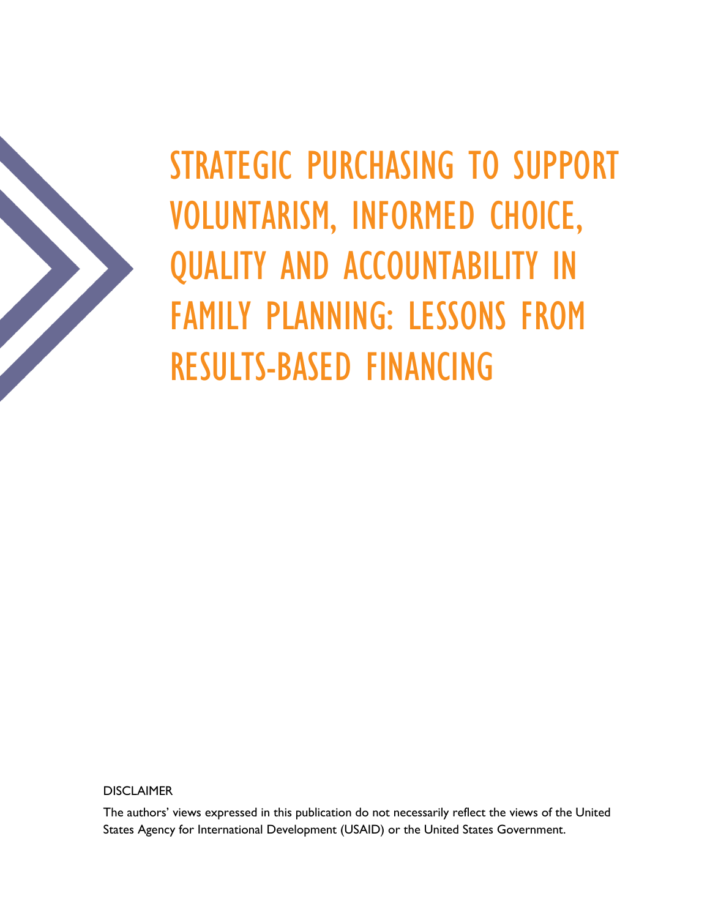# STRATEGIC PURCHASING TO SUPPORT VOLUNTARISM, INFORMED CHOICE, QUALITY AND ACCOUNTABILITY IN FAMILY PLANNING: LESSONS FROM RESULTS-BASED FINANCING

DISCLAIMER

The authors' views expressed in this publication do not necessarily reflect the views of the United States Agency for International Development (USAID) or the United States Government.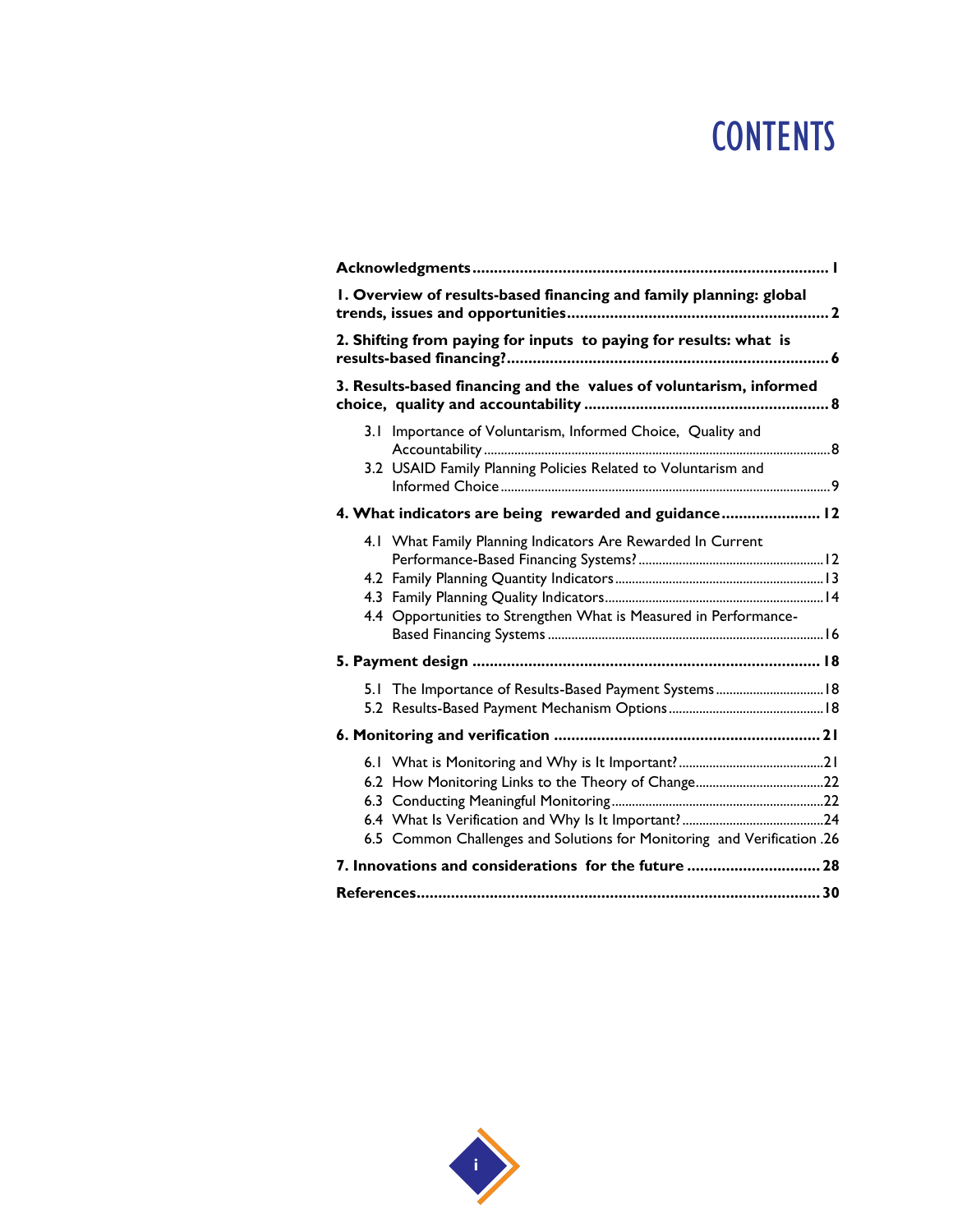# CONTENTS

**Acknowledgments** .................................................................................. **1**

**1. Overview of results-based financing and family planning: global trends, issues and opportunities** .............................................................. **2**

**2. Shifting from paying for inputs to paying for results: what is results-based financing?** ........................................................................... **6**

**3. Results-based financing and the values of voluntarism, informed choice, quality and accountability** .......................................................... **8**

- 3.1 Importance of Voluntarism, Informed Choice, Quality and Accountability ....................................................................................................... 8
- 3.2 USAID Family Planning Policies Related to Voluntarism and Informed Choice ................................................................................................. 9

**4. What indicators are being rewarded and guidance** ....................... **12**

- 4.1 What Family Planning Indicators Are Rewarded In Current Performance-Based Financing Systems? ...................................................... 12
- 4.2 Family Planning Quantity Indicators ............................................................. 13
- 4.3 Family Planning Quality Indicators ................................................................ 14
- 4.4 Opportunities to Strengthen What is Measured in Performance-Based Financing Systems ................................................................................ 16

**5. Payment design** ................................................................................. **18**

- 5.1 The Importance of Results-Based Payment Systems ................................ 18
- 5.2 Results-Based Payment Mechanism Options ............................................. 18

**6. Monitoring and verification** .............................................................. **21**

- 6.1 What is Monitoring and Why is It Important? .......................................... 21
- 6.2 How Monitoring Links to the Theory of Change ...................................... 22
- 6.3 Conducting Meaningful Monitoring .............................................................. 22
- 6.4 What Is Verification and Why Is It Important? ......................................... 24
- 6.5 Common Challenges and Solutions for Monitoring and Verification .26

**7. Innovations and considerations for the future** ............................... **28**

**References** ............................................................................................. **30**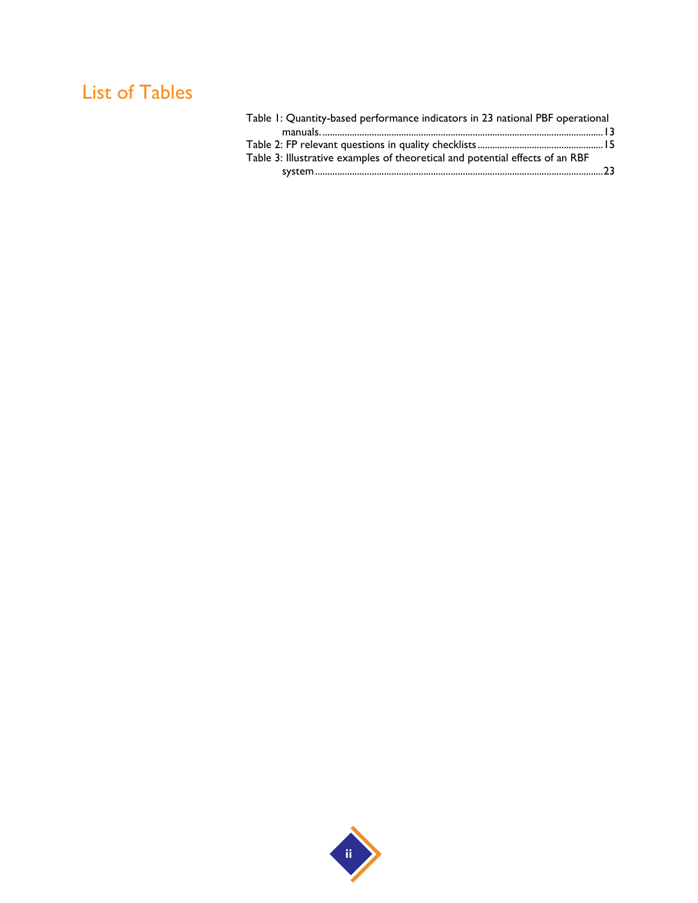# List of Tables

Table 1: Quantity-based performance indicators in 23 national PBF operational manuals. ........ 13

Table 2: FP relevant questions in quality checklists ........ 15

Table 3: Illustrative examples of theoretical and potential effects of an RBF system ........ 23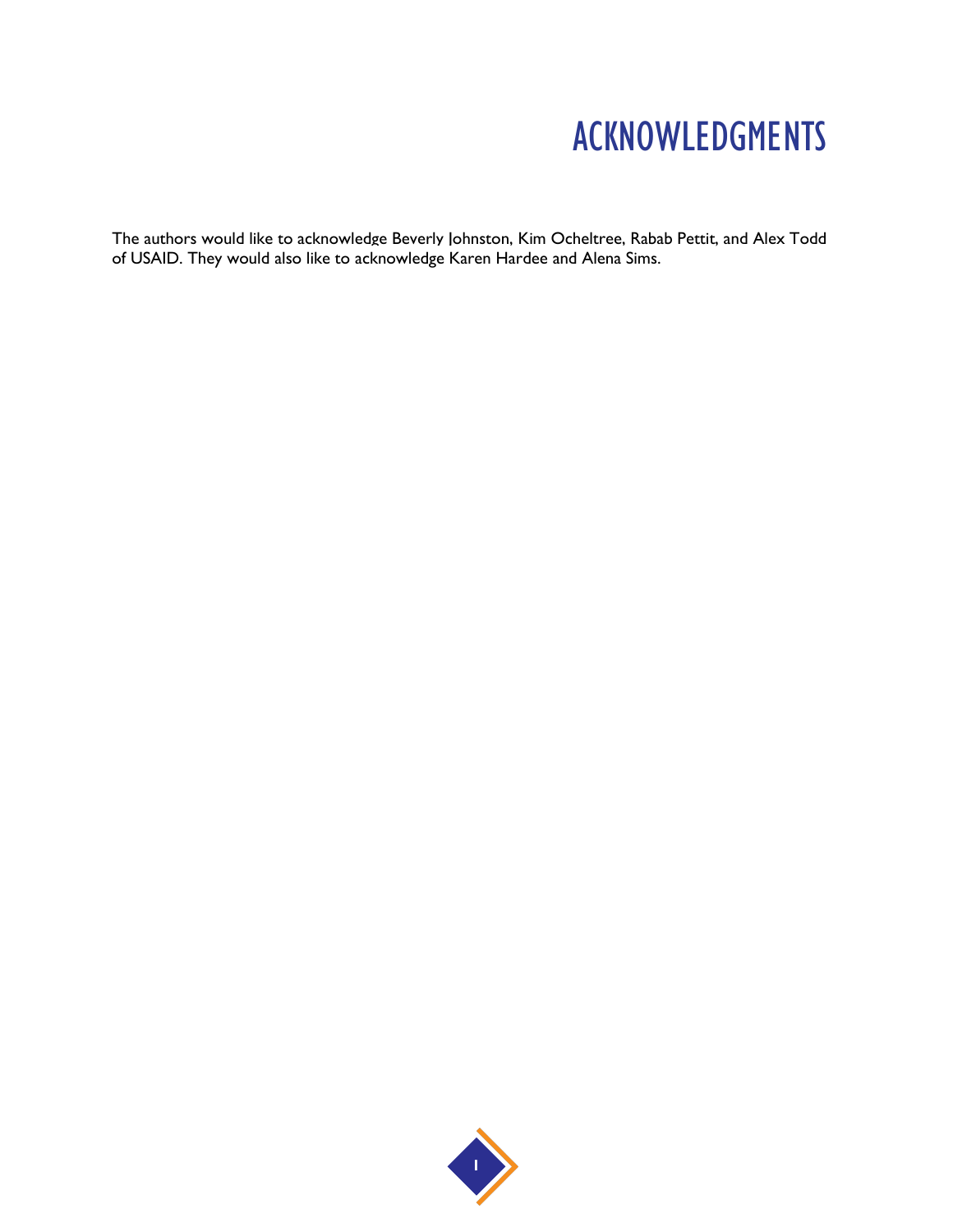# ACKNOWLEDGMENTS

The authors would like to acknowledge Beverly Johnston, Kim Ocheltree, Rabab Pettit, and Alex Todd of USAID. They would also like to acknowledge Karen Hardee and Alena Sims.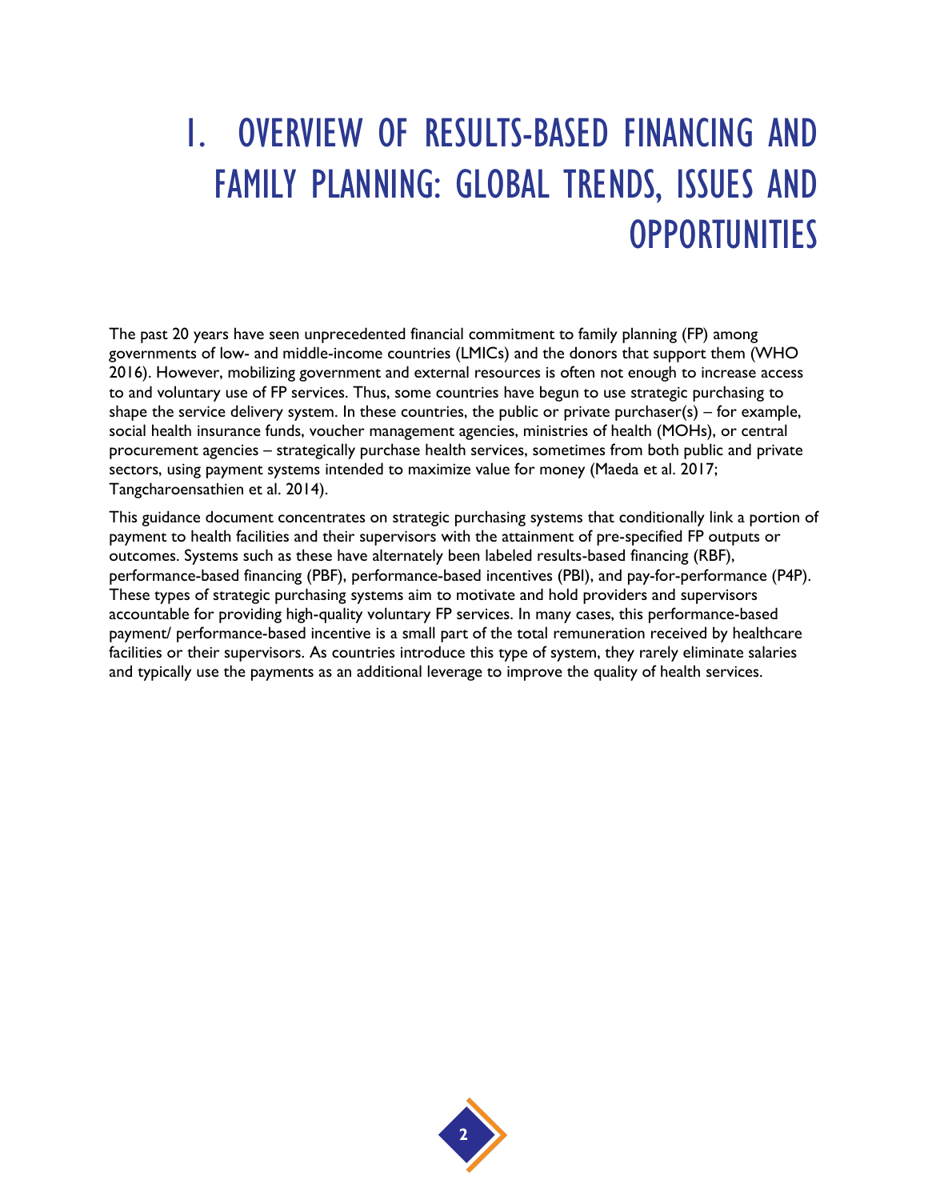# 1. OVERVIEW OF RESULTS-BASED FINANCING AND FAMILY PLANNING: GLOBAL TRENDS, ISSUES AND OPPORTUNITIES

The past 20 years have seen unprecedented financial commitment to family planning (FP) among governments of low- and middle-income countries (LMICs) and the donors that support them (WHO 2016). However, mobilizing government and external resources is often not enough to increase access to and voluntary use of FP services. Thus, some countries have begun to use strategic purchasing to shape the service delivery system. In these countries, the public or private purchaser(s) – for example, social health insurance funds, voucher management agencies, ministries of health (MOHs), or central procurement agencies – strategically purchase health services, sometimes from both public and private sectors, using payment systems intended to maximize value for money (Maeda et al. 2017; Tangcharoensathien et al. 2014).

This guidance document concentrates on strategic purchasing systems that conditionally link a portion of payment to health facilities and their supervisors with the attainment of pre-specified FP outputs or outcomes. Systems such as these have alternately been labeled results-based financing (RBF), performance-based financing (PBF), performance-based incentives (PBI), and pay-for-performance (P4P). These types of strategic purchasing systems aim to motivate and hold providers and supervisors accountable for providing high-quality voluntary FP services. In many cases, this performance-based payment/ performance-based incentive is a small part of the total remuneration received by healthcare facilities or their supervisors. As countries introduce this type of system, they rarely eliminate salaries and typically use the payments as an additional leverage to improve the quality of health services.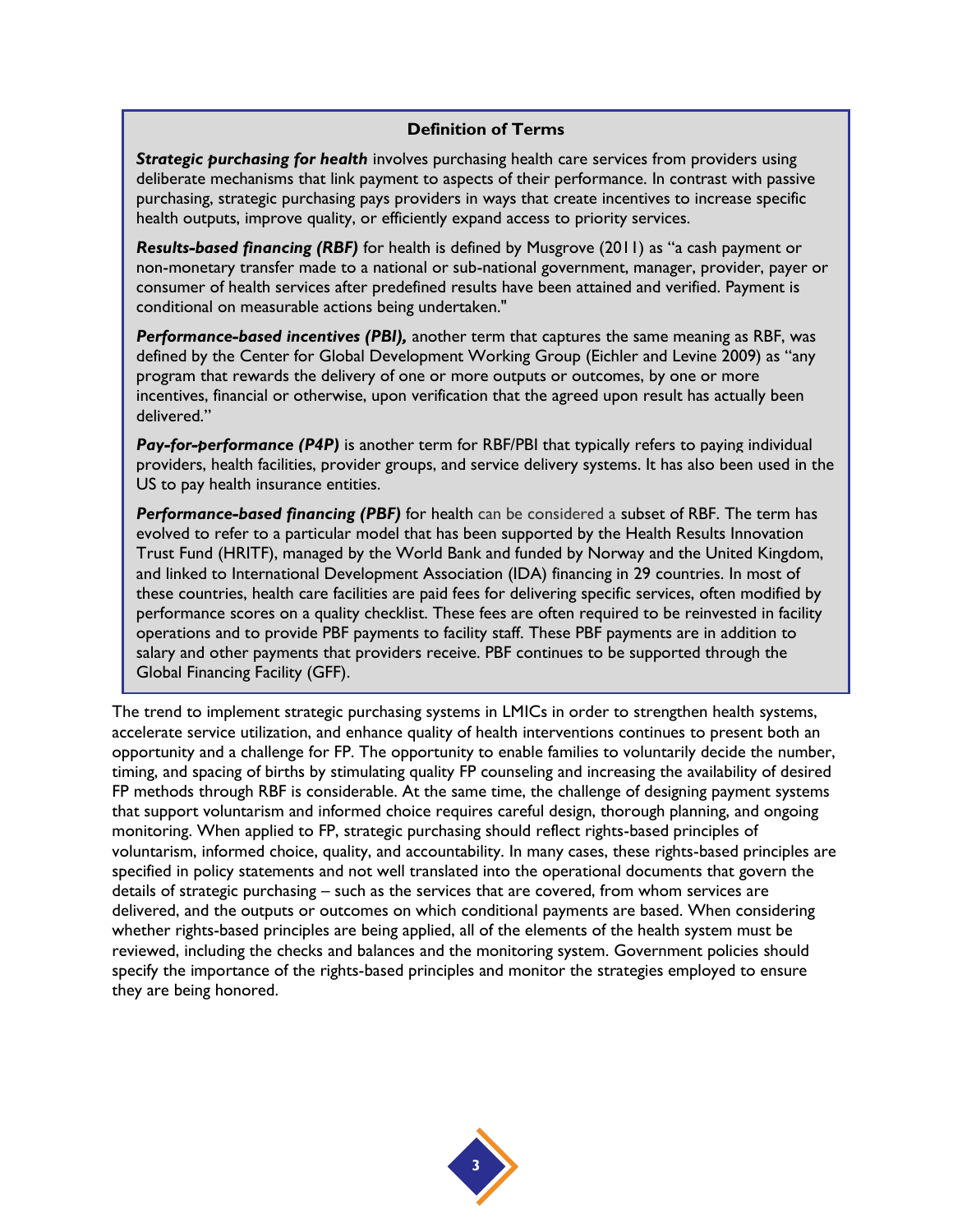**Definition of Terms**

***Strategic purchasing for health*** involves purchasing health care services from providers using deliberate mechanisms that link payment to aspects of their performance. In contrast with passive purchasing, strategic purchasing pays providers in ways that create incentives to increase specific health outputs, improve quality, or efficiently expand access to priority services.

***Results-based financing (RBF)*** for health is defined by Musgrove (2011) as "a cash payment or non-monetary transfer made to a national or sub-national government, manager, provider, payer or consumer of health services after predefined results have been attained and verified. Payment is conditional on measurable actions being undertaken."

***Performance-based incentives (PBI),*** another term that captures the same meaning as RBF, was defined by the Center for Global Development Working Group (Eichler and Levine 2009) as "any program that rewards the delivery of one or more outputs or outcomes, by one or more incentives, financial or otherwise, upon verification that the agreed upon result has actually been delivered."

***Pay-for-performance (P4P)*** is another term for RBF/PBI that typically refers to paying individual providers, health facilities, provider groups, and service delivery systems. It has also been used in the US to pay health insurance entities.

***Performance-based financing (PBF)*** for health can be considered a subset of RBF. The term has evolved to refer to a particular model that has been supported by the Health Results Innovation Trust Fund (HRITF), managed by the World Bank and funded by Norway and the United Kingdom, and linked to International Development Association (IDA) financing in 29 countries. In most of these countries, health care facilities are paid fees for delivering specific services, often modified by performance scores on a quality checklist. These fees are often required to be reinvested in facility operations and to provide PBF payments to facility staff. These PBF payments are in addition to salary and other payments that providers receive. PBF continues to be supported through the Global Financing Facility (GFF).

The trend to implement strategic purchasing systems in LMICs in order to strengthen health systems, accelerate service utilization, and enhance quality of health interventions continues to present both an opportunity and a challenge for FP. The opportunity to enable families to voluntarily decide the number, timing, and spacing of births by stimulating quality FP counseling and increasing the availability of desired FP methods through RBF is considerable. At the same time, the challenge of designing payment systems that support voluntarism and informed choice requires careful design, thorough planning, and ongoing monitoring. When applied to FP, strategic purchasing should reflect rights-based principles of voluntarism, informed choice, quality, and accountability. In many cases, these rights-based principles are specified in policy statements and not well translated into the operational documents that govern the details of strategic purchasing – such as the services that are covered, from whom services are delivered, and the outputs or outcomes on which conditional payments are based. When considering whether rights-based principles are being applied, all of the elements of the health system must be reviewed, including the checks and balances and the monitoring system. Government policies should specify the importance of the rights-based principles and monitor the strategies employed to ensure they are being honored.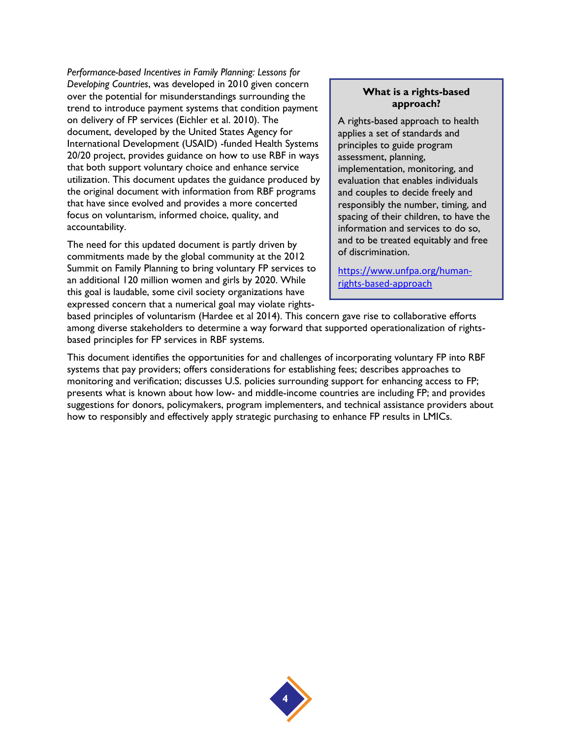*Performance-based Incentives in Family Planning: Lessons for Developing Countries*, was developed in 2010 given concern over the potential for misunderstandings surrounding the trend to introduce payment systems that condition payment on delivery of FP services (Eichler et al. 2010). The document, developed by the United States Agency for International Development (USAID) -funded Health Systems 20/20 project, provides guidance on how to use RBF in ways that both support voluntary choice and enhance service utilization. This document updates the guidance produced by the original document with information from RBF programs that have since evolved and provides a more concerted focus on voluntarism, informed choice, quality, and accountability.

> **What is a rights-based approach?**
>
> A rights-based approach to health applies a set of standards and principles to guide program assessment, planning, implementation, monitoring, and evaluation that enables individuals and couples to decide freely and responsibly the number, timing, and spacing of their children, to have the information and services to do so, and to be treated equitably and free of discrimination.
>
> https://www.unfpa.org/human-rights-based-approach

The need for this updated document is partly driven by commitments made by the global community at the 2012 Summit on Family Planning to bring voluntary FP services to an additional 120 million women and girls by 2020. While this goal is laudable, some civil society organizations have expressed concern that a numerical goal may violate rights-based principles of voluntarism (Hardee et al 2014). This concern gave rise to collaborative efforts among diverse stakeholders to determine a way forward that supported operationalization of rights-based principles for FP services in RBF systems.

This document identifies the opportunities for and challenges of incorporating voluntary FP into RBF systems that pay providers; offers considerations for establishing fees; describes approaches to monitoring and verification; discusses U.S. policies surrounding support for enhancing access to FP; presents what is known about how low- and middle-income countries are including FP; and provides suggestions for donors, policymakers, program implementers, and technical assistance providers about how to responsibly and effectively apply strategic purchasing to enhance FP results in LMICs.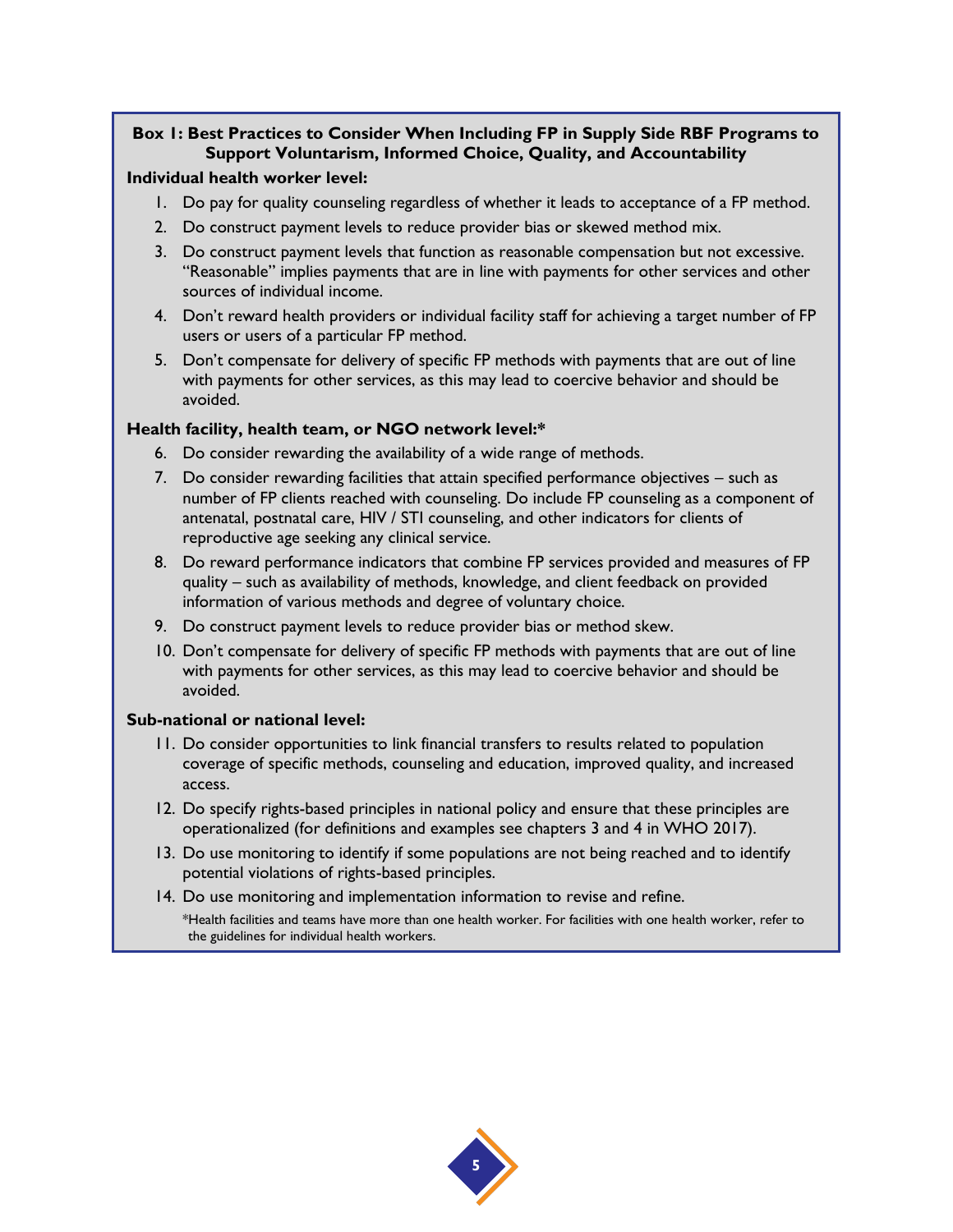**Box 1: Best Practices to Consider When Including FP in Supply Side RBF Programs to Support Voluntarism, Informed Choice, Quality, and Accountability**

**Individual health worker level:**

1. Do pay for quality counseling regardless of whether it leads to acceptance of a FP method.
2. Do construct payment levels to reduce provider bias or skewed method mix.
3. Do construct payment levels that function as reasonable compensation but not excessive. "Reasonable" implies payments that are in line with payments for other services and other sources of individual income.
4. Don't reward health providers or individual facility staff for achieving a target number of FP users or users of a particular FP method.
5. Don't compensate for delivery of specific FP methods with payments that are out of line with payments for other services, as this may lead to coercive behavior and should be avoided.

**Health facility, health team, or NGO network level:***

6. Do consider rewarding the availability of a wide range of methods.
7. Do consider rewarding facilities that attain specified performance objectives – such as number of FP clients reached with counseling. Do include FP counseling as a component of antenatal, postnatal care, HIV / STI counseling, and other indicators for clients of reproductive age seeking any clinical service.
8. Do reward performance indicators that combine FP services provided and measures of FP quality – such as availability of methods, knowledge, and client feedback on provided information of various methods and degree of voluntary choice.
9. Do construct payment levels to reduce provider bias or method skew.
10. Don't compensate for delivery of specific FP methods with payments that are out of line with payments for other services, as this may lead to coercive behavior and should be avoided.

**Sub-national or national level:**

11. Do consider opportunities to link financial transfers to results related to population coverage of specific methods, counseling and education, improved quality, and increased access.
12. Do specify rights-based principles in national policy and ensure that these principles are operationalized (for definitions and examples see chapters 3 and 4 in WHO 2017).
13. Do use monitoring to identify if some populations are not being reached and to identify potential violations of rights-based principles.
14. Do use monitoring and implementation information to revise and refine.

*Health facilities and teams have more than one health worker. For facilities with one health worker, refer to the guidelines for individual health workers.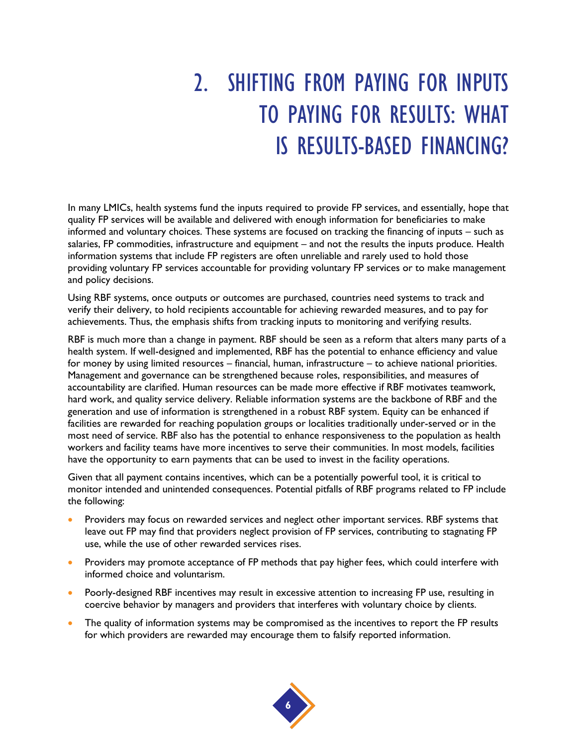# 2. SHIFTING FROM PAYING FOR INPUTS TO PAYING FOR RESULTS: WHAT IS RESULTS-BASED FINANCING?

In many LMICs, health systems fund the inputs required to provide FP services, and essentially, hope that quality FP services will be available and delivered with enough information for beneficiaries to make informed and voluntary choices. These systems are focused on tracking the financing of inputs – such as salaries, FP commodities, infrastructure and equipment – and not the results the inputs produce. Health information systems that include FP registers are often unreliable and rarely used to hold those providing voluntary FP services accountable for providing voluntary FP services or to make management and policy decisions.

Using RBF systems, once outputs or outcomes are purchased, countries need systems to track and verify their delivery, to hold recipients accountable for achieving rewarded measures, and to pay for achievements. Thus, the emphasis shifts from tracking inputs to monitoring and verifying results.

RBF is much more than a change in payment. RBF should be seen as a reform that alters many parts of a health system. If well-designed and implemented, RBF has the potential to enhance efficiency and value for money by using limited resources – financial, human, infrastructure – to achieve national priorities. Management and governance can be strengthened because roles, responsibilities, and measures of accountability are clarified. Human resources can be made more effective if RBF motivates teamwork, hard work, and quality service delivery. Reliable information systems are the backbone of RBF and the generation and use of information is strengthened in a robust RBF system. Equity can be enhanced if facilities are rewarded for reaching population groups or localities traditionally under-served or in the most need of service. RBF also has the potential to enhance responsiveness to the population as health workers and facility teams have more incentives to serve their communities. In most models, facilities have the opportunity to earn payments that can be used to invest in the facility operations.

Given that all payment contains incentives, which can be a potentially powerful tool, it is critical to monitor intended and unintended consequences. Potential pitfalls of RBF programs related to FP include the following:

- Providers may focus on rewarded services and neglect other important services. RBF systems that leave out FP may find that providers neglect provision of FP services, contributing to stagnating FP use, while the use of other rewarded services rises.
- Providers may promote acceptance of FP methods that pay higher fees, which could interfere with informed choice and voluntarism.
- Poorly-designed RBF incentives may result in excessive attention to increasing FP use, resulting in coercive behavior by managers and providers that interferes with voluntary choice by clients.
- The quality of information systems may be compromised as the incentives to report the FP results for which providers are rewarded may encourage them to falsify reported information.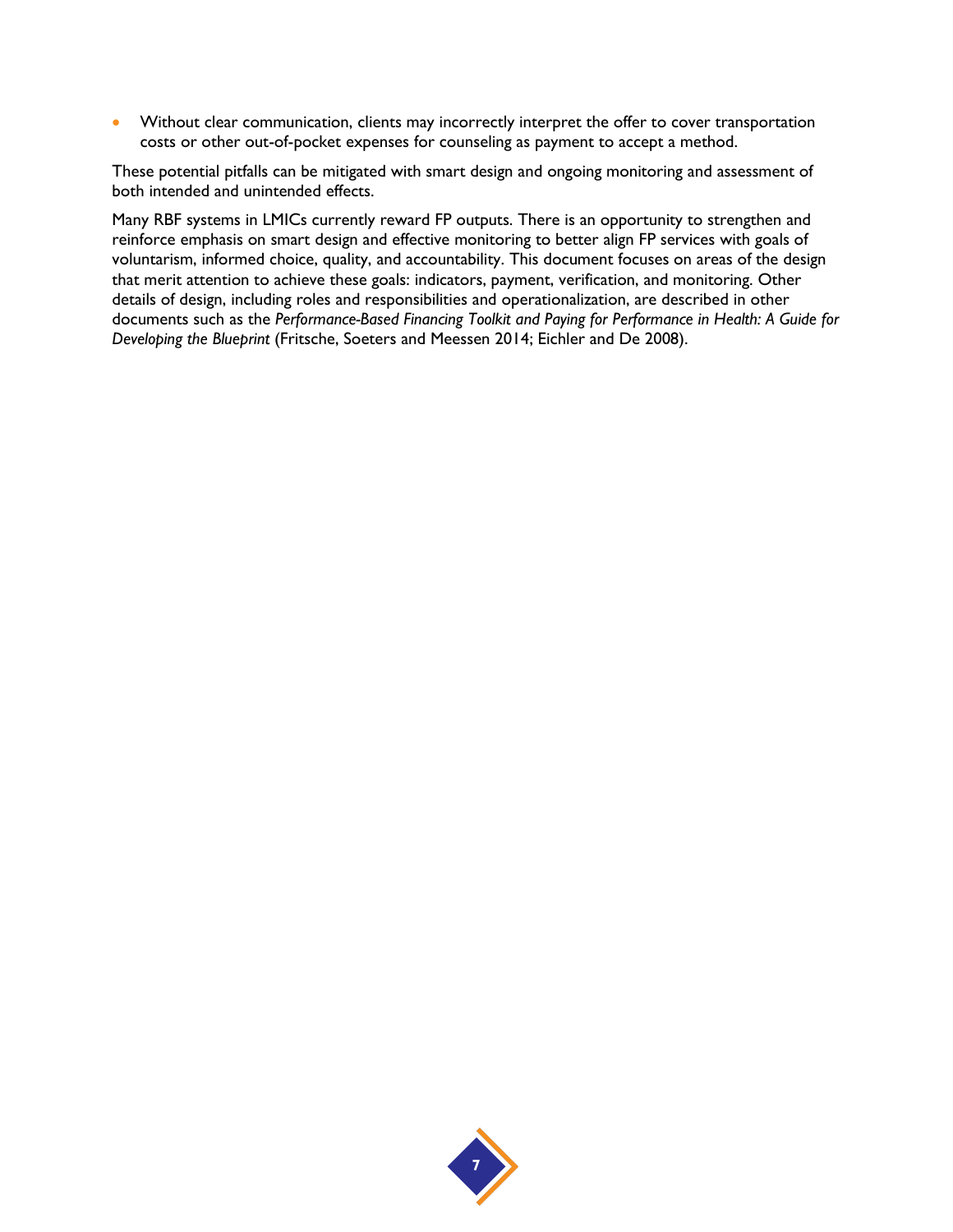- Without clear communication, clients may incorrectly interpret the offer to cover transportation costs or other out-of-pocket expenses for counseling as payment to accept a method.

These potential pitfalls can be mitigated with smart design and ongoing monitoring and assessment of both intended and unintended effects.

Many RBF systems in LMICs currently reward FP outputs. There is an opportunity to strengthen and reinforce emphasis on smart design and effective monitoring to better align FP services with goals of voluntarism, informed choice, quality, and accountability. This document focuses on areas of the design that merit attention to achieve these goals: indicators, payment, verification, and monitoring. Other details of design, including roles and responsibilities and operationalization, are described in other documents such as the *Performance-Based Financing Toolkit and Paying for Performance in Health: A Guide for Developing the Blueprint* (Fritsche, Soeters and Meessen 2014; Eichler and De 2008).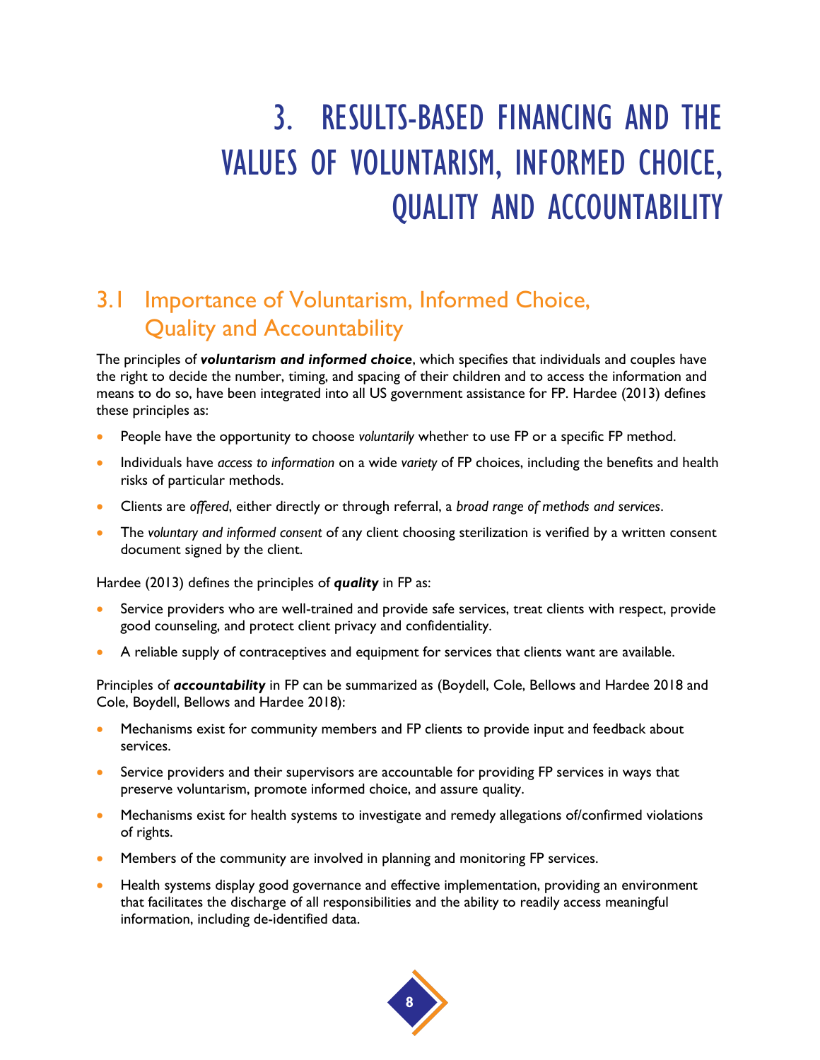# 3. RESULTS-BASED FINANCING AND THE VALUES OF VOLUNTARISM, INFORMED CHOICE, QUALITY AND ACCOUNTABILITY

## 3.1 Importance of Voluntarism, Informed Choice, Quality and Accountability

The principles of ***voluntarism and informed choice***, which specifies that individuals and couples have the right to decide the number, timing, and spacing of their children and to access the information and means to do so, have been integrated into all US government assistance for FP. Hardee (2013) defines these principles as:

- People have the opportunity to choose *voluntarily* whether to use FP or a specific FP method.
- Individuals have *access to information* on a wide *variety* of FP choices, including the benefits and health risks of particular methods.
- Clients are *offered*, either directly or through referral, a *broad range of methods and services*.
- The *voluntary and informed consent* of any client choosing sterilization is verified by a written consent document signed by the client.

Hardee (2013) defines the principles of ***quality*** in FP as:

- Service providers who are well-trained and provide safe services, treat clients with respect, provide good counseling, and protect client privacy and confidentiality.
- A reliable supply of contraceptives and equipment for services that clients want are available.

Principles of ***accountability*** in FP can be summarized as (Boydell, Cole, Bellows and Hardee 2018 and Cole, Boydell, Bellows and Hardee 2018):

- Mechanisms exist for community members and FP clients to provide input and feedback about services.
- Service providers and their supervisors are accountable for providing FP services in ways that preserve voluntarism, promote informed choice, and assure quality.
- Mechanisms exist for health systems to investigate and remedy allegations of/confirmed violations of rights.
- Members of the community are involved in planning and monitoring FP services.
- Health systems display good governance and effective implementation, providing an environment that facilitates the discharge of all responsibilities and the ability to readily access meaningful information, including de-identified data.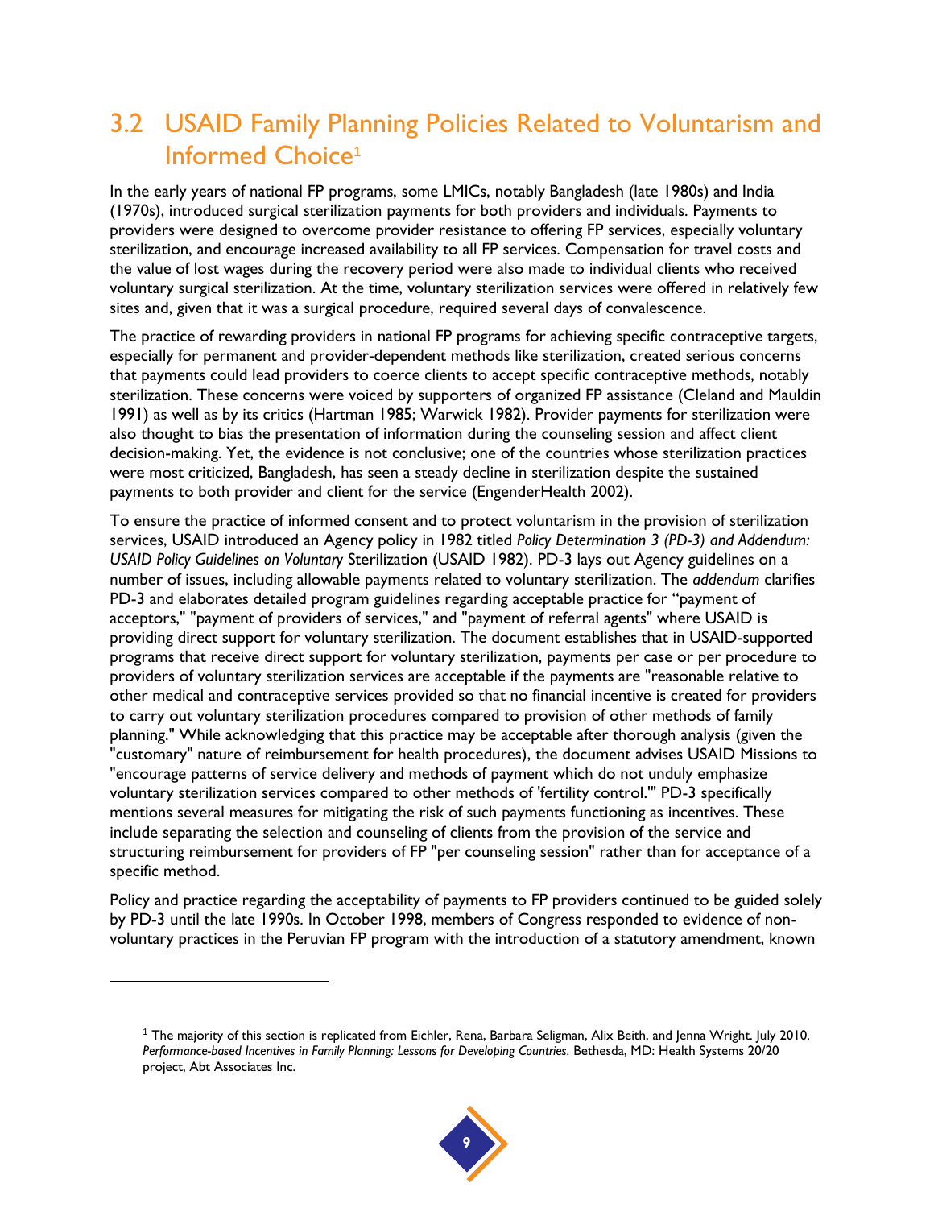## 3.2 USAID Family Planning Policies Related to Voluntarism and Informed Choice[1]

In the early years of national FP programs, some LMICs, notably Bangladesh (late 1980s) and India (1970s), introduced surgical sterilization payments for both providers and individuals. Payments to providers were designed to overcome provider resistance to offering FP services, especially voluntary sterilization, and encourage increased availability to all FP services. Compensation for travel costs and the value of lost wages during the recovery period were also made to individual clients who received voluntary surgical sterilization. At the time, voluntary sterilization services were offered in relatively few sites and, given that it was a surgical procedure, required several days of convalescence.

The practice of rewarding providers in national FP programs for achieving specific contraceptive targets, especially for permanent and provider-dependent methods like sterilization, created serious concerns that payments could lead providers to coerce clients to accept specific contraceptive methods, notably sterilization. These concerns were voiced by supporters of organized FP assistance (Cleland and Mauldin 1991) as well as by its critics (Hartman 1985; Warwick 1982). Provider payments for sterilization were also thought to bias the presentation of information during the counseling session and affect client decision-making. Yet, the evidence is not conclusive; one of the countries whose sterilization practices were most criticized, Bangladesh, has seen a steady decline in sterilization despite the sustained payments to both provider and client for the service (EngenderHealth 2002).

To ensure the practice of informed consent and to protect voluntarism in the provision of sterilization services, USAID introduced an Agency policy in 1982 titled *Policy Determination 3 (PD-3) and Addendum: USAID Policy Guidelines on Voluntary* Sterilization (USAID 1982). PD-3 lays out Agency guidelines on a number of issues, including allowable payments related to voluntary sterilization. The *addendum* clarifies PD-3 and elaborates detailed program guidelines regarding acceptable practice for "payment of acceptors," "payment of providers of services," and "payment of referral agents" where USAID is providing direct support for voluntary sterilization. The document establishes that in USAID-supported programs that receive direct support for voluntary sterilization, payments per case or per procedure to providers of voluntary sterilization services are acceptable if the payments are "reasonable relative to other medical and contraceptive services provided so that no financial incentive is created for providers to carry out voluntary sterilization procedures compared to provision of other methods of family planning." While acknowledging that this practice may be acceptable after thorough analysis (given the "customary" nature of reimbursement for health procedures), the document advises USAID Missions to "encourage patterns of service delivery and methods of payment which do not unduly emphasize voluntary sterilization services compared to other methods of 'fertility control.'" PD-3 specifically mentions several measures for mitigating the risk of such payments functioning as incentives. These include separating the selection and counseling of clients from the provision of the service and structuring reimbursement for providers of FP "per counseling session" rather than for acceptance of a specific method.

Policy and practice regarding the acceptability of payments to FP providers continued to be guided solely by PD-3 until the late 1990s. In October 1998, members of Congress responded to evidence of non-voluntary practices in the Peruvian FP program with the introduction of a statutory amendment, known

---

[1] The majority of this section is replicated from Eichler, Rena, Barbara Seligman, Alix Beith, and Jenna Wright. July 2010. *Performance-based Incentives in Family Planning: Lessons for Developing Countries.* Bethesda, MD: Health Systems 20/20 project, Abt Associates Inc.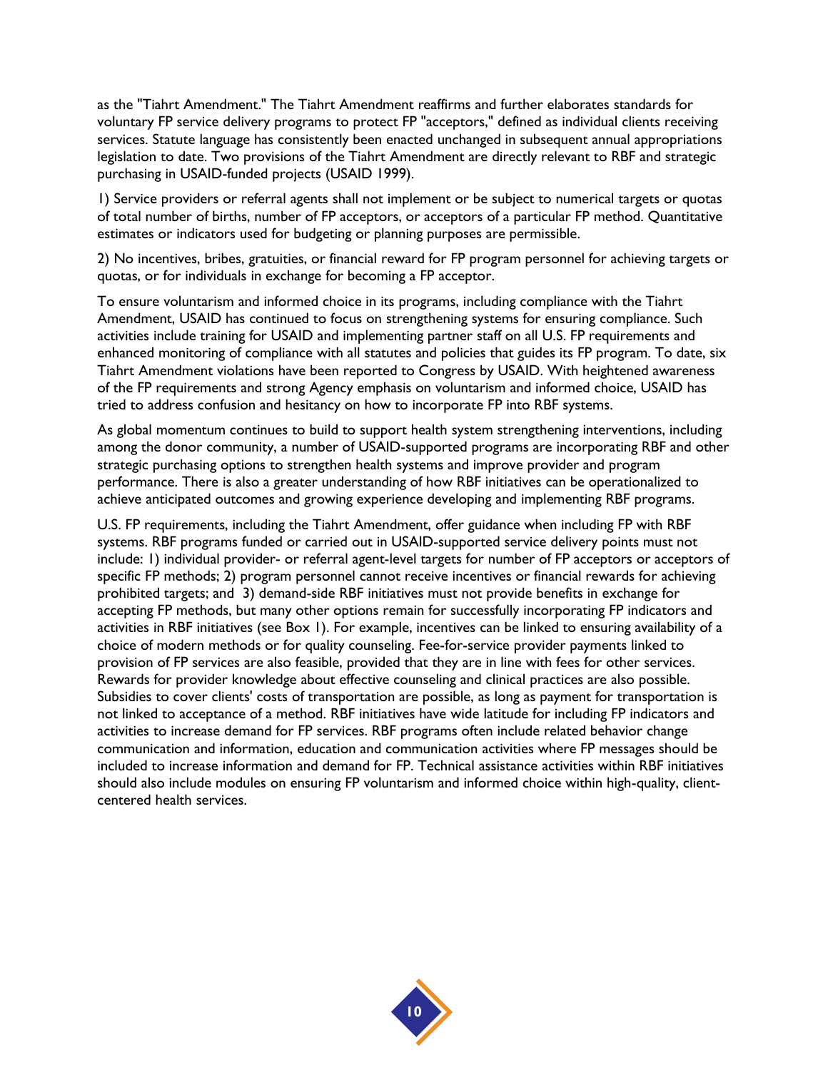as the "Tiahrt Amendment." The Tiahrt Amendment reaffirms and further elaborates standards for voluntary FP service delivery programs to protect FP "acceptors," defined as individual clients receiving services. Statute language has consistently been enacted unchanged in subsequent annual appropriations legislation to date. Two provisions of the Tiahrt Amendment are directly relevant to RBF and strategic purchasing in USAID-funded projects (USAID 1999).

1) Service providers or referral agents shall not implement or be subject to numerical targets or quotas of total number of births, number of FP acceptors, or acceptors of a particular FP method. Quantitative estimates or indicators used for budgeting or planning purposes are permissible.

2) No incentives, bribes, gratuities, or financial reward for FP program personnel for achieving targets or quotas, or for individuals in exchange for becoming a FP acceptor.

To ensure voluntarism and informed choice in its programs, including compliance with the Tiahrt Amendment, USAID has continued to focus on strengthening systems for ensuring compliance. Such activities include training for USAID and implementing partner staff on all U.S. FP requirements and enhanced monitoring of compliance with all statutes and policies that guides its FP program. To date, six Tiahrt Amendment violations have been reported to Congress by USAID. With heightened awareness of the FP requirements and strong Agency emphasis on voluntarism and informed choice, USAID has tried to address confusion and hesitancy on how to incorporate FP into RBF systems.

As global momentum continues to build to support health system strengthening interventions, including among the donor community, a number of USAID-supported programs are incorporating RBF and other strategic purchasing options to strengthen health systems and improve provider and program performance. There is also a greater understanding of how RBF initiatives can be operationalized to achieve anticipated outcomes and growing experience developing and implementing RBF programs.

U.S. FP requirements, including the Tiahrt Amendment, offer guidance when including FP with RBF systems. RBF programs funded or carried out in USAID-supported service delivery points must not include: 1) individual provider- or referral agent-level targets for number of FP acceptors or acceptors of specific FP methods; 2) program personnel cannot receive incentives or financial rewards for achieving prohibited targets; and 3) demand-side RBF initiatives must not provide benefits in exchange for accepting FP methods, but many other options remain for successfully incorporating FP indicators and activities in RBF initiatives (see Box 1). For example, incentives can be linked to ensuring availability of a choice of modern methods or for quality counseling. Fee-for-service provider payments linked to provision of FP services are also feasible, provided that they are in line with fees for other services. Rewards for provider knowledge about effective counseling and clinical practices are also possible. Subsidies to cover clients' costs of transportation are possible, as long as payment for transportation is not linked to acceptance of a method. RBF initiatives have wide latitude for including FP indicators and activities to increase demand for FP services. RBF programs often include related behavior change communication and information, education and communication activities where FP messages should be included to increase information and demand for FP. Technical assistance activities within RBF initiatives should also include modules on ensuring FP voluntarism and informed choice within high-quality, client-centered health services.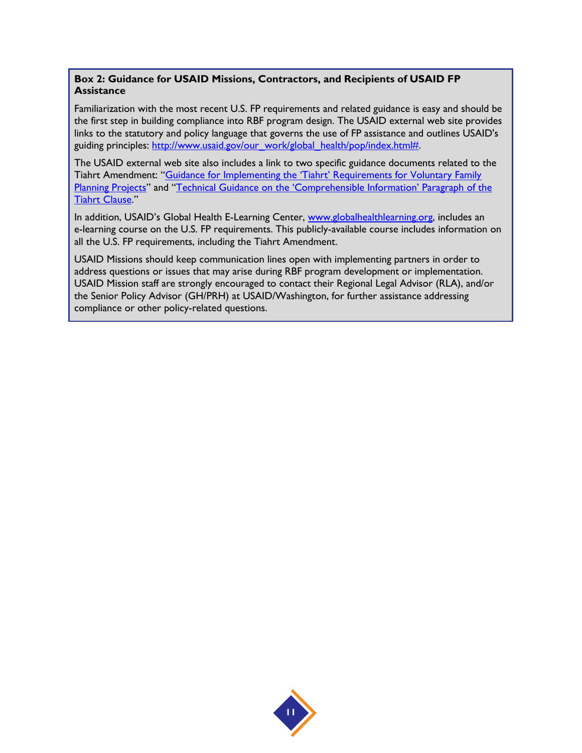**Box 2: Guidance for USAID Missions, Contractors, and Recipients of USAID FP Assistance**

Familiarization with the most recent U.S. FP requirements and related guidance is easy and should be the first step in building compliance into RBF program design. The USAID external web site provides links to the statutory and policy language that governs the use of FP assistance and outlines USAID's guiding principles: http://www.usaid.gov/our_work/global_health/pop/index.html#.

The USAID external web site also includes a link to two specific guidance documents related to the Tiahrt Amendment: "Guidance for Implementing the 'Tiahrt' Requirements for Voluntary Family Planning Projects" and "Technical Guidance on the 'Comprehensible Information' Paragraph of the Tiahrt Clause."

In addition, USAID's Global Health E-Learning Center, www.globalhealthlearning.org, includes an e-learning course on the U.S. FP requirements. This publicly-available course includes information on all the U.S. FP requirements, including the Tiahrt Amendment.

USAID Missions should keep communication lines open with implementing partners in order to address questions or issues that may arise during RBF program development or implementation. USAID Mission staff are strongly encouraged to contact their Regional Legal Advisor (RLA), and/or the Senior Policy Advisor (GH/PRH) at USAID/Washington, for further assistance addressing compliance or other policy-related questions.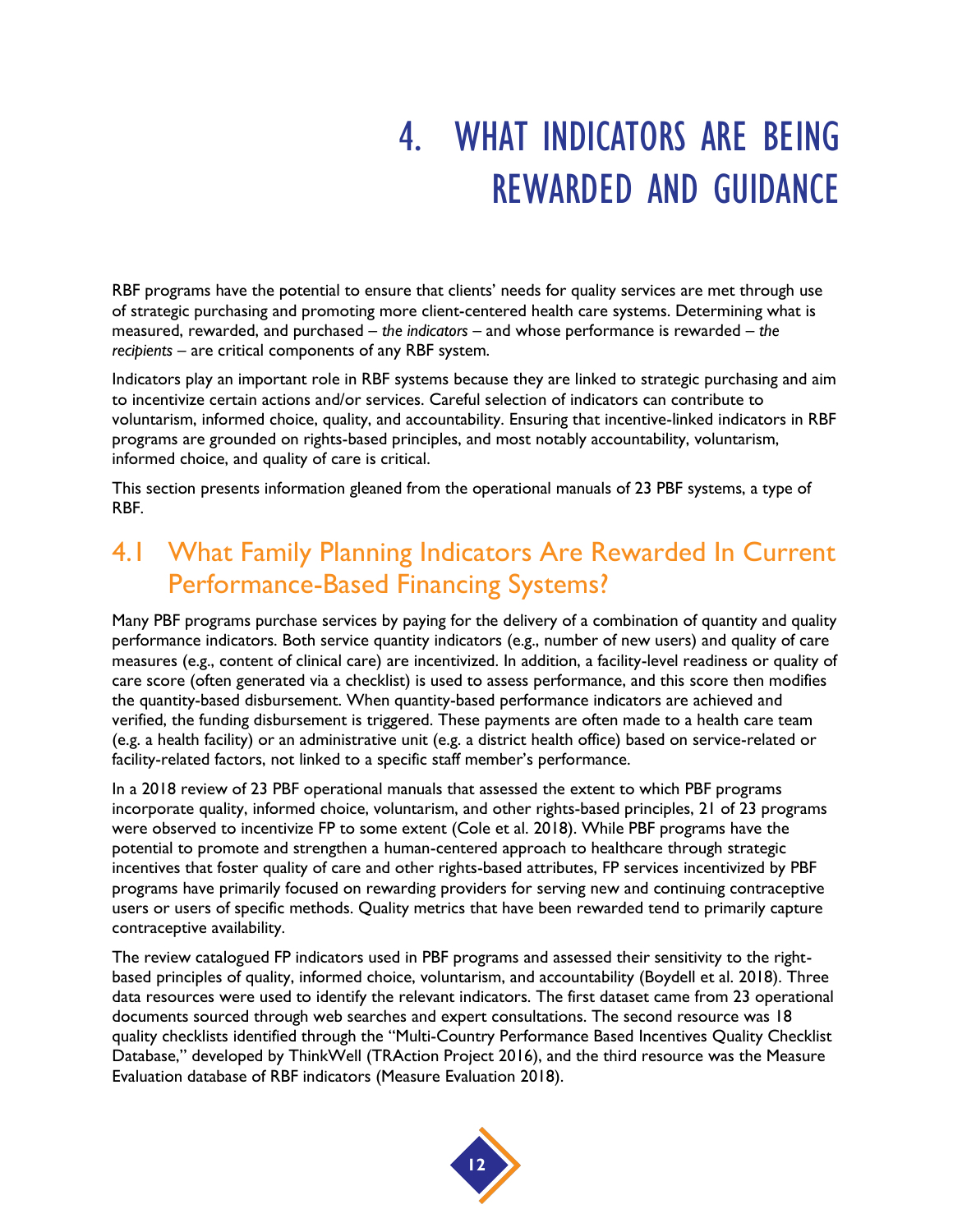# 4. WHAT INDICATORS ARE BEING REWARDED AND GUIDANCE

RBF programs have the potential to ensure that clients' needs for quality services are met through use of strategic purchasing and promoting more client-centered health care systems. Determining what is measured, rewarded, and purchased – *the indicators* – and whose performance is rewarded – *the recipients* – are critical components of any RBF system.

Indicators play an important role in RBF systems because they are linked to strategic purchasing and aim to incentivize certain actions and/or services. Careful selection of indicators can contribute to voluntarism, informed choice, quality, and accountability. Ensuring that incentive-linked indicators in RBF programs are grounded on rights-based principles, and most notably accountability, voluntarism, informed choice, and quality of care is critical.

This section presents information gleaned from the operational manuals of 23 PBF systems, a type of RBF.

## 4.1 What Family Planning Indicators Are Rewarded In Current Performance-Based Financing Systems?

Many PBF programs purchase services by paying for the delivery of a combination of quantity and quality performance indicators. Both service quantity indicators (e.g., number of new users) and quality of care measures (e.g., content of clinical care) are incentivized. In addition, a facility-level readiness or quality of care score (often generated via a checklist) is used to assess performance, and this score then modifies the quantity-based disbursement. When quantity-based performance indicators are achieved and verified, the funding disbursement is triggered. These payments are often made to a health care team (e.g. a health facility) or an administrative unit (e.g. a district health office) based on service-related or facility-related factors, not linked to a specific staff member's performance.

In a 2018 review of 23 PBF operational manuals that assessed the extent to which PBF programs incorporate quality, informed choice, voluntarism, and other rights-based principles, 21 of 23 programs were observed to incentivize FP to some extent (Cole et al. 2018). While PBF programs have the potential to promote and strengthen a human-centered approach to healthcare through strategic incentives that foster quality of care and other rights-based attributes, FP services incentivized by PBF programs have primarily focused on rewarding providers for serving new and continuing contraceptive users or users of specific methods. Quality metrics that have been rewarded tend to primarily capture contraceptive availability.

The review catalogued FP indicators used in PBF programs and assessed their sensitivity to the right-based principles of quality, informed choice, voluntarism, and accountability (Boydell et al. 2018). Three data resources were used to identify the relevant indicators. The first dataset came from 23 operational documents sourced through web searches and expert consultations. The second resource was 18 quality checklists identified through the "Multi-Country Performance Based Incentives Quality Checklist Database," developed by ThinkWell (TRAction Project 2016), and the third resource was the Measure Evaluation database of RBF indicators (Measure Evaluation 2018).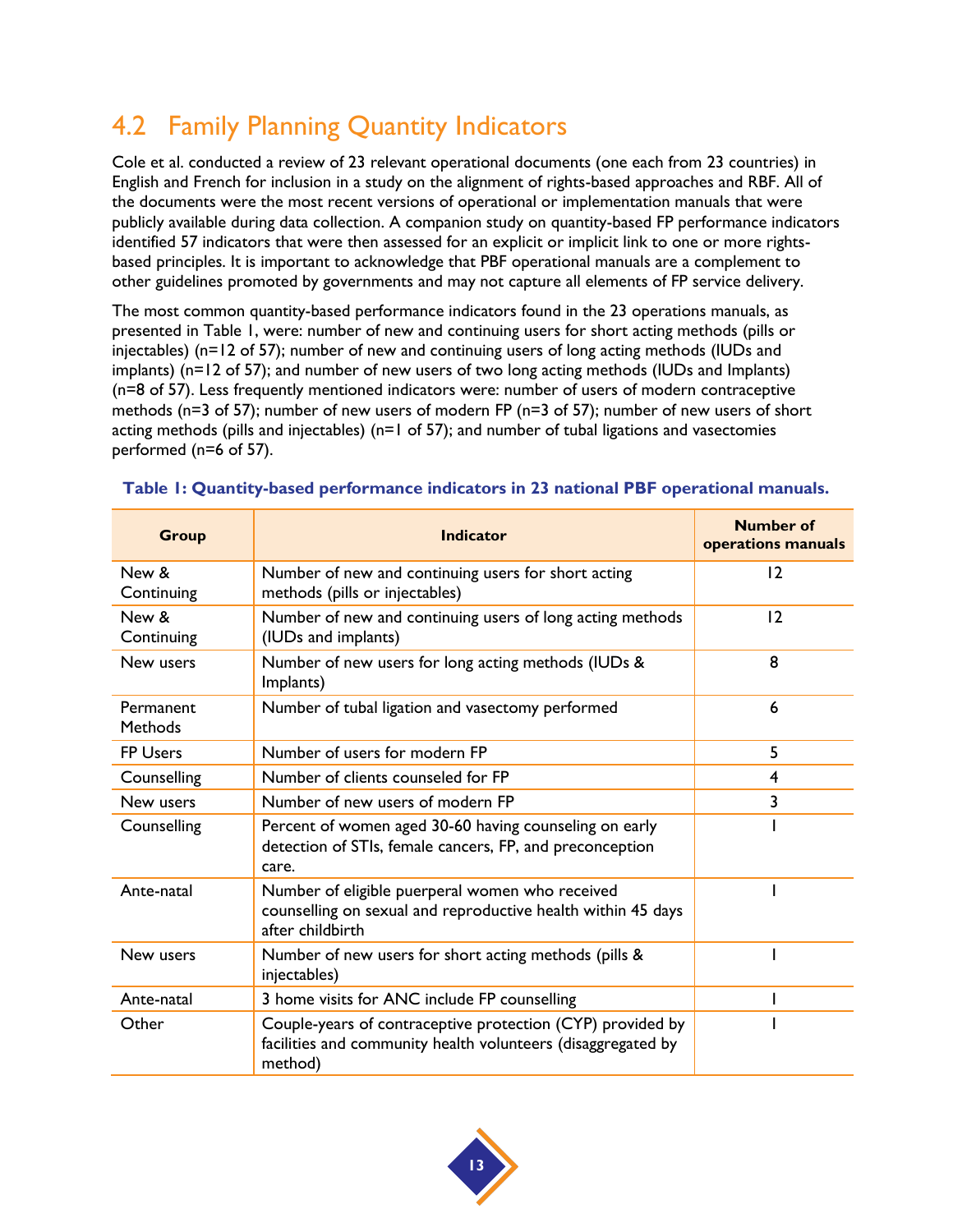## 4.2 Family Planning Quantity Indicators

Cole et al. conducted a review of 23 relevant operational documents (one each from 23 countries) in English and French for inclusion in a study on the alignment of rights-based approaches and RBF. All of the documents were the most recent versions of operational or implementation manuals that were publicly available during data collection. A companion study on quantity-based FP performance indicators identified 57 indicators that were then assessed for an explicit or implicit link to one or more rights-based principles. It is important to acknowledge that PBF operational manuals are a complement to other guidelines promoted by governments and may not capture all elements of FP service delivery.

The most common quantity-based performance indicators found in the 23 operations manuals, as presented in Table 1, were: number of new and continuing users for short acting methods (pills or injectables) (n=12 of 57); number of new and continuing users of long acting methods (IUDs and implants) (n=12 of 57); and number of new users of two long acting methods (IUDs and Implants) (n=8 of 57). Less frequently mentioned indicators were: number of users of modern contraceptive methods (n=3 of 57); number of new users of modern FP (n=3 of 57); number of new users of short acting methods (pills and injectables) (n=1 of 57); and number of tubal ligations and vasectomies performed (n=6 of 57).

**Table 1: Quantity-based performance indicators in 23 national PBF operational manuals.**

| Group | Indicator | Number of operations manuals |
|---|---|---|
| New & Continuing | Number of new and continuing users for short acting methods (pills or injectables) | 12 |
| New & Continuing | Number of new and continuing users of long acting methods (IUDs and implants) | 12 |
| New users | Number of new users for long acting methods (IUDs & Implants) | 8 |
| Permanent Methods | Number of tubal ligation and vasectomy performed | 6 |
| FP Users | Number of users for modern FP | 5 |
| Counselling | Number of clients counseled for FP | 4 |
| New users | Number of new users of modern FP | 3 |
| Counselling | Percent of women aged 30-60 having counseling on early detection of STIs, female cancers, FP, and preconception care. | 1 |
| Ante-natal | Number of eligible puerperal women who received counselling on sexual and reproductive health within 45 days after childbirth | 1 |
| New users | Number of new users for short acting methods (pills & injectables) | 1 |
| Ante-natal | 3 home visits for ANC include FP counselling | 1 |
| Other | Couple-years of contraceptive protection (CYP) provided by facilities and community health volunteers (disaggregated by method) | 1 |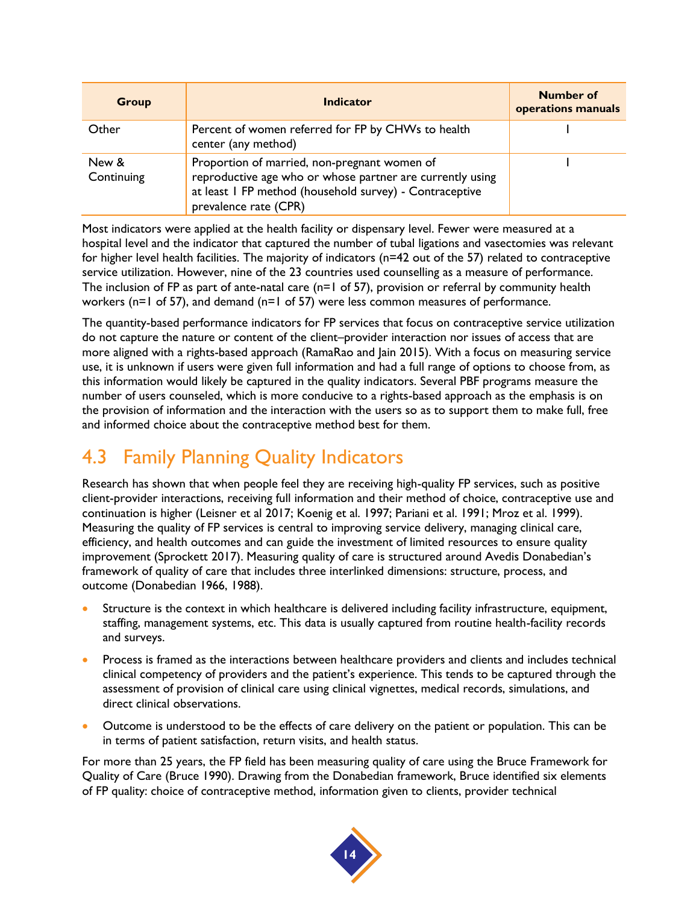| Group | Indicator | Number of operations manuals |
|---|---|---|
| Other | Percent of women referred for FP by CHWs to health center (any method) | 1 |
| New & Continuing | Proportion of married, non-pregnant women of reproductive age who or whose partner are currently using at least 1 FP method (household survey) - Contraceptive prevalence rate (CPR) | 1 |

Most indicators were applied at the health facility or dispensary level. Fewer were measured at a hospital level and the indicator that captured the number of tubal ligations and vasectomies was relevant for higher level health facilities. The majority of indicators (n=42 out of the 57) related to contraceptive service utilization. However, nine of the 23 countries used counselling as a measure of performance. The inclusion of FP as part of ante-natal care (n=1 of 57), provision or referral by community health workers (n=1 of 57), and demand (n=1 of 57) were less common measures of performance.

The quantity-based performance indicators for FP services that focus on contraceptive service utilization do not capture the nature or content of the client–provider interaction nor issues of access that are more aligned with a rights-based approach (RamaRao and Jain 2015). With a focus on measuring service use, it is unknown if users were given full information and had a full range of options to choose from, as this information would likely be captured in the quality indicators. Several PBF programs measure the number of users counseled, which is more conducive to a rights-based approach as the emphasis is on the provision of information and the interaction with the users so as to support them to make full, free and informed choice about the contraceptive method best for them.

## 4.3 Family Planning Quality Indicators

Research has shown that when people feel they are receiving high-quality FP services, such as positive client-provider interactions, receiving full information and their method of choice, contraceptive use and continuation is higher (Leisner et al 2017; Koenig et al. 1997; Pariani et al. 1991; Mroz et al. 1999). Measuring the quality of FP services is central to improving service delivery, managing clinical care, efficiency, and health outcomes and can guide the investment of limited resources to ensure quality improvement (Sprockett 2017). Measuring quality of care is structured around Avedis Donabedian's framework of quality of care that includes three interlinked dimensions: structure, process, and outcome (Donabedian 1966, 1988).

- Structure is the context in which healthcare is delivered including facility infrastructure, equipment, staffing, management systems, etc. This data is usually captured from routine health-facility records and surveys.
- Process is framed as the interactions between healthcare providers and clients and includes technical clinical competency of providers and the patient's experience. This tends to be captured through the assessment of provision of clinical care using clinical vignettes, medical records, simulations, and direct clinical observations.
- Outcome is understood to be the effects of care delivery on the patient or population. This can be in terms of patient satisfaction, return visits, and health status.

For more than 25 years, the FP field has been measuring quality of care using the Bruce Framework for Quality of Care (Bruce 1990). Drawing from the Donabedian framework, Bruce identified six elements of FP quality: choice of contraceptive method, information given to clients, provider technical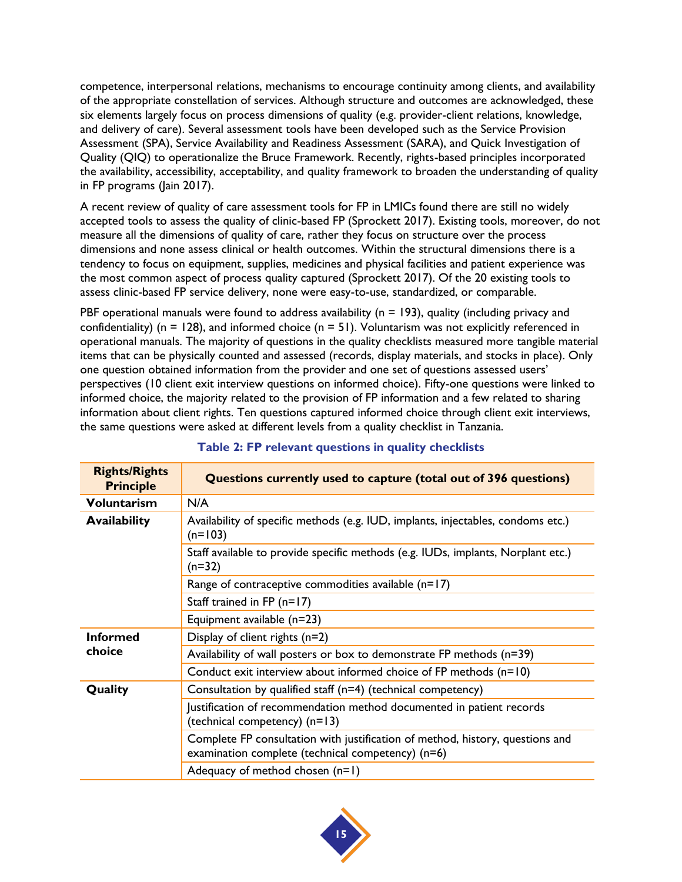competence, interpersonal relations, mechanisms to encourage continuity among clients, and availability of the appropriate constellation of services. Although structure and outcomes are acknowledged, these six elements largely focus on process dimensions of quality (e.g. provider-client relations, knowledge, and delivery of care). Several assessment tools have been developed such as the Service Provision Assessment (SPA), Service Availability and Readiness Assessment (SARA), and Quick Investigation of Quality (QIQ) to operationalize the Bruce Framework. Recently, rights-based principles incorporated the availability, accessibility, acceptability, and quality framework to broaden the understanding of quality in FP programs (Jain 2017).

A recent review of quality of care assessment tools for FP in LMICs found there are still no widely accepted tools to assess the quality of clinic-based FP (Sprockett 2017). Existing tools, moreover, do not measure all the dimensions of quality of care, rather they focus on structure over the process dimensions and none assess clinical or health outcomes. Within the structural dimensions there is a tendency to focus on equipment, supplies, medicines and physical facilities and patient experience was the most common aspect of process quality captured (Sprockett 2017). Of the 20 existing tools to assess clinic-based FP service delivery, none were easy-to-use, standardized, or comparable.

PBF operational manuals were found to address availability (n = 193), quality (including privacy and confidentiality) (n = 128), and informed choice (n = 51). Voluntarism was not explicitly referenced in operational manuals. The majority of questions in the quality checklists measured more tangible material items that can be physically counted and assessed (records, display materials, and stocks in place). Only one question obtained information from the provider and one set of questions assessed users' perspectives (10 client exit interview questions on informed choice). Fifty-one questions were linked to informed choice, the majority related to the provision of FP information and a few related to sharing information about client rights. Ten questions captured informed choice through client exit interviews, the same questions were asked at different levels from a quality checklist in Tanzania.

**Table 2: FP relevant questions in quality checklists**

| Rights/Rights Principle | Questions currently used to capture (total out of 396 questions) |
| --- | --- |
| **Voluntarism** | N/A |
| **Availability** | Availability of specific methods (e.g. IUD, implants, injectables, condoms etc.) (n=103) |
| | Staff available to provide specific methods (e.g. IUDs, implants, Norplant etc.) (n=32) |
| | Range of contraceptive commodities available (n=17) |
| | Staff trained in FP (n=17) |
| | Equipment available (n=23) |
| **Informed choice** | Display of client rights (n=2) |
| | Availability of wall posters or box to demonstrate FP methods (n=39) |
| | Conduct exit interview about informed choice of FP methods (n=10) |
| **Quality** | Consultation by qualified staff (n=4) (technical competency) |
| | Justification of recommendation method documented in patient records (technical competency) (n=13) |
| | Complete FP consultation with justification of method, history, questions and examination complete (technical competency) (n=6) |
| | Adequacy of method chosen (n=1) |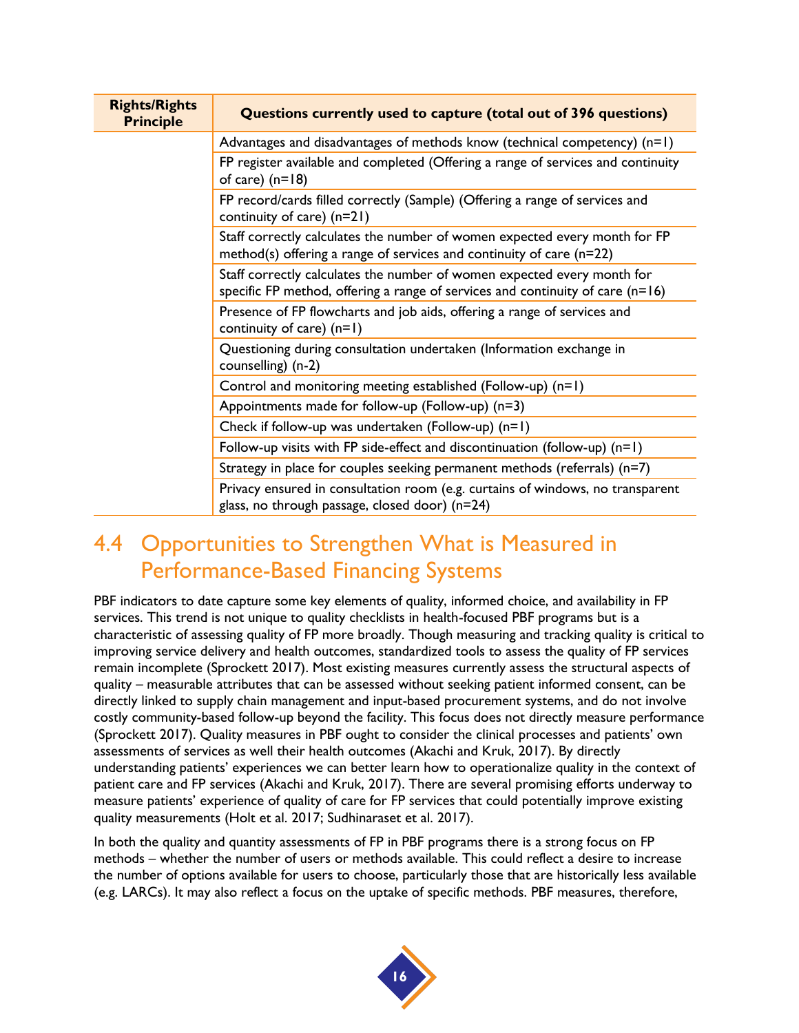| Rights/Rights Principle | Questions currently used to capture (total out of 396 questions) |
|---|---|
| | Advantages and disadvantages of methods know (technical competency) (n=1) |
| | FP register available and completed (Offering a range of services and continuity of care) (n=18) |
| | FP record/cards filled correctly (Sample) (Offering a range of services and continuity of care) (n=21) |
| | Staff correctly calculates the number of women expected every month for FP method(s) offering a range of services and continuity of care (n=22) |
| | Staff correctly calculates the number of women expected every month for specific FP method, offering a range of services and continuity of care (n=16) |
| | Presence of FP flowcharts and job aids, offering a range of services and continuity of care) (n=1) |
| | Questioning during consultation undertaken (Information exchange in counselling) (n-2) |
| | Control and monitoring meeting established (Follow-up) (n=1) |
| | Appointments made for follow-up (Follow-up) (n=3) |
| | Check if follow-up was undertaken (Follow-up) (n=1) |
| | Follow-up visits with FP side-effect and discontinuation (follow-up) (n=1) |
| | Strategy in place for couples seeking permanent methods (referrals) (n=7) |
| | Privacy ensured in consultation room (e.g. curtains of windows, no transparent glass, no through passage, closed door) (n=24) |

## 4.4 Opportunities to Strengthen What is Measured in Performance-Based Financing Systems

PBF indicators to date capture some key elements of quality, informed choice, and availability in FP services. This trend is not unique to quality checklists in health-focused PBF programs but is a characteristic of assessing quality of FP more broadly. Though measuring and tracking quality is critical to improving service delivery and health outcomes, standardized tools to assess the quality of FP services remain incomplete (Sprockett 2017). Most existing measures currently assess the structural aspects of quality – measurable attributes that can be assessed without seeking patient informed consent, can be directly linked to supply chain management and input-based procurement systems, and do not involve costly community-based follow-up beyond the facility. This focus does not directly measure performance (Sprockett 2017). Quality measures in PBF ought to consider the clinical processes and patients' own assessments of services as well their health outcomes (Akachi and Kruk, 2017). By directly understanding patients' experiences we can better learn how to operationalize quality in the context of patient care and FP services (Akachi and Kruk, 2017). There are several promising efforts underway to measure patients' experience of quality of care for FP services that could potentially improve existing quality measurements (Holt et al. 2017; Sudhinaraset et al. 2017).

In both the quality and quantity assessments of FP in PBF programs there is a strong focus on FP methods – whether the number of users or methods available. This could reflect a desire to increase the number of options available for users to choose, particularly those that are historically less available (e.g. LARCs). It may also reflect a focus on the uptake of specific methods. PBF measures, therefore,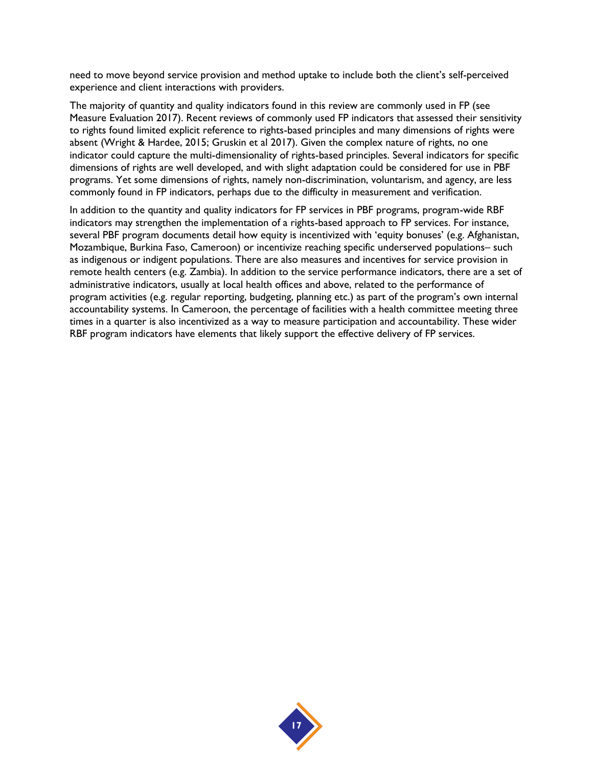need to move beyond service provision and method uptake to include both the client's self-perceived experience and client interactions with providers.

The majority of quantity and quality indicators found in this review are commonly used in FP (see Measure Evaluation 2017). Recent reviews of commonly used FP indicators that assessed their sensitivity to rights found limited explicit reference to rights-based principles and many dimensions of rights were absent (Wright & Hardee, 2015; Gruskin et al 2017). Given the complex nature of rights, no one indicator could capture the multi-dimensionality of rights-based principles. Several indicators for specific dimensions of rights are well developed, and with slight adaptation could be considered for use in PBF programs. Yet some dimensions of rights, namely non-discrimination, voluntarism, and agency, are less commonly found in FP indicators, perhaps due to the difficulty in measurement and verification.

In addition to the quantity and quality indicators for FP services in PBF programs, program-wide RBF indicators may strengthen the implementation of a rights-based approach to FP services. For instance, several PBF program documents detail how equity is incentivized with 'equity bonuses' (e.g. Afghanistan, Mozambique, Burkina Faso, Cameroon) or incentivize reaching specific underserved populations– such as indigenous or indigent populations. There are also measures and incentives for service provision in remote health centers (e.g. Zambia). In addition to the service performance indicators, there are a set of administrative indicators, usually at local health offices and above, related to the performance of program activities (e.g. regular reporting, budgeting, planning etc.) as part of the program's own internal accountability systems. In Cameroon, the percentage of facilities with a health committee meeting three times in a quarter is also incentivized as a way to measure participation and accountability. These wider RBF program indicators have elements that likely support the effective delivery of FP services.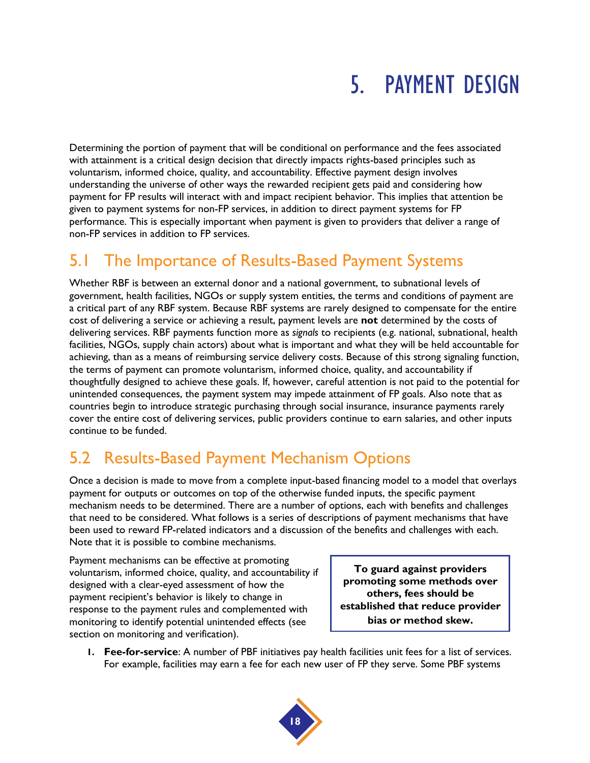# 5. PAYMENT DESIGN

Determining the portion of payment that will be conditional on performance and the fees associated with attainment is a critical design decision that directly impacts rights-based principles such as voluntarism, informed choice, quality, and accountability. Effective payment design involves understanding the universe of other ways the rewarded recipient gets paid and considering how payment for FP results will interact with and impact recipient behavior. This implies that attention be given to payment systems for non-FP services, in addition to direct payment systems for FP performance. This is especially important when payment is given to providers that deliver a range of non-FP services in addition to FP services.

## 5.1 The Importance of Results-Based Payment Systems

Whether RBF is between an external donor and a national government, to subnational levels of government, health facilities, NGOs or supply system entities, the terms and conditions of payment are a critical part of any RBF system. Because RBF systems are rarely designed to compensate for the entire cost of delivering a service or achieving a result, payment levels are **not** determined by the costs of delivering services. RBF payments function more as *signals* to recipients (e.g. national, subnational, health facilities, NGOs, supply chain actors) about what is important and what they will be held accountable for achieving, than as a means of reimbursing service delivery costs. Because of this strong signaling function, the terms of payment can promote voluntarism, informed choice, quality, and accountability if thoughtfully designed to achieve these goals. If, however, careful attention is not paid to the potential for unintended consequences, the payment system may impede attainment of FP goals. Also note that as countries begin to introduce strategic purchasing through social insurance, insurance payments rarely cover the entire cost of delivering services, public providers continue to earn salaries, and other inputs continue to be funded.

## 5.2 Results-Based Payment Mechanism Options

Once a decision is made to move from a complete input-based financing model to a model that overlays payment for outputs or outcomes on top of the otherwise funded inputs, the specific payment mechanism needs to be determined. There are a number of options, each with benefits and challenges that need to be considered. What follows is a series of descriptions of payment mechanisms that have been used to reward FP-related indicators and a discussion of the benefits and challenges with each. Note that it is possible to combine mechanisms.

Payment mechanisms can be effective at promoting voluntarism, informed choice, quality, and accountability if designed with a clear-eyed assessment of how the payment recipient's behavior is likely to change in response to the payment rules and complemented with monitoring to identify potential unintended effects (see section on monitoring and verification).

> **To guard against providers promoting some methods over others, fees should be established that reduce provider bias or method skew.**

1. **Fee-for-service**: A number of PBF initiatives pay health facilities unit fees for a list of services. For example, facilities may earn a fee for each new user of FP they serve. Some PBF systems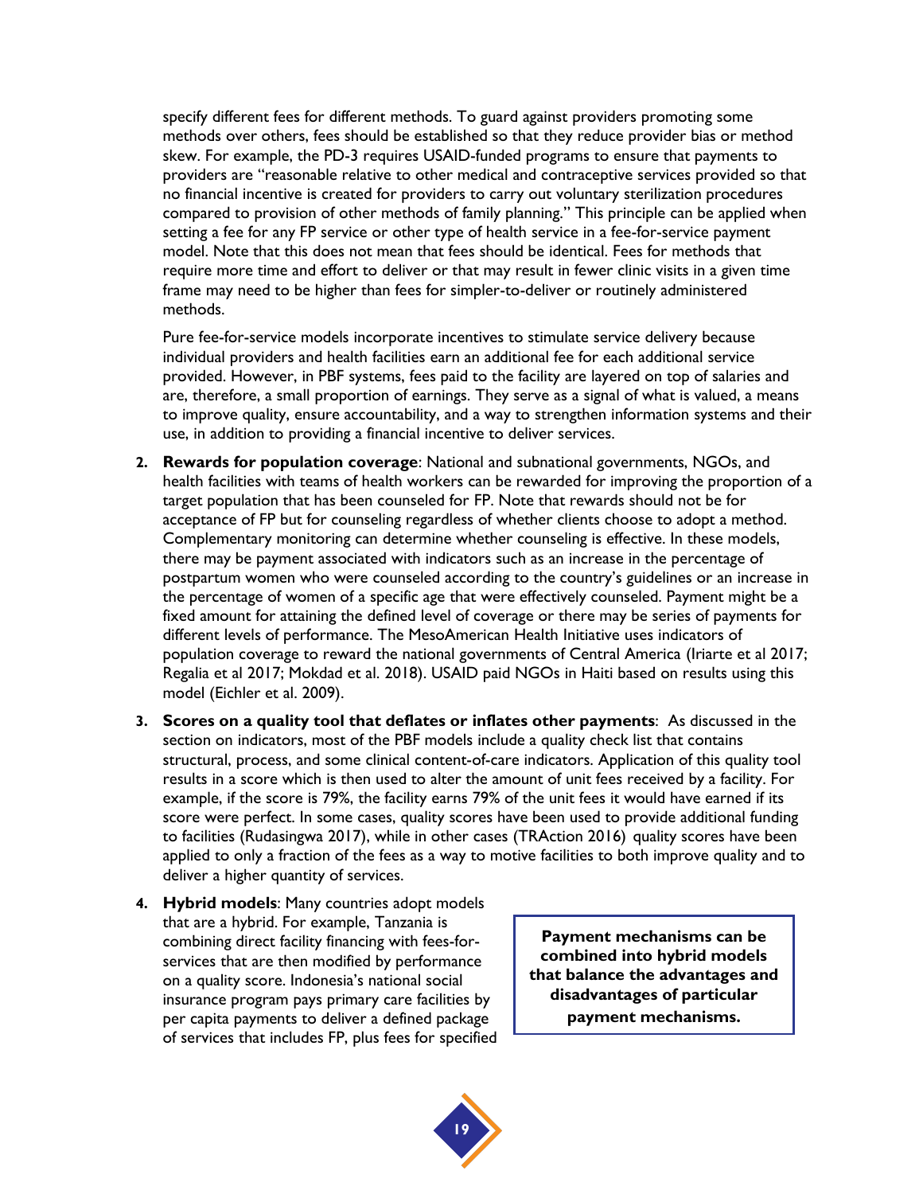specify different fees for different methods. To guard against providers promoting some methods over others, fees should be established so that they reduce provider bias or method skew. For example, the PD-3 requires USAID-funded programs to ensure that payments to providers are "reasonable relative to other medical and contraceptive services provided so that no financial incentive is created for providers to carry out voluntary sterilization procedures compared to provision of other methods of family planning." This principle can be applied when setting a fee for any FP service or other type of health service in a fee-for-service payment model. Note that this does not mean that fees should be identical. Fees for methods that require more time and effort to deliver or that may result in fewer clinic visits in a given time frame may need to be higher than fees for simpler-to-deliver or routinely administered methods.

Pure fee-for-service models incorporate incentives to stimulate service delivery because individual providers and health facilities earn an additional fee for each additional service provided. However, in PBF systems, fees paid to the facility are layered on top of salaries and are, therefore, a small proportion of earnings. They serve as a signal of what is valued, a means to improve quality, ensure accountability, and a way to strengthen information systems and their use, in addition to providing a financial incentive to deliver services.

2. **Rewards for population coverage**: National and subnational governments, NGOs, and health facilities with teams of health workers can be rewarded for improving the proportion of a target population that has been counseled for FP. Note that rewards should not be for acceptance of FP but for counseling regardless of whether clients choose to adopt a method. Complementary monitoring can determine whether counseling is effective. In these models, there may be payment associated with indicators such as an increase in the percentage of postpartum women who were counseled according to the country's guidelines or an increase in the percentage of women of a specific age that were effectively counseled. Payment might be a fixed amount for attaining the defined level of coverage or there may be series of payments for different levels of performance. The MesoAmerican Health Initiative uses indicators of population coverage to reward the national governments of Central America (Iriarte et al 2017; Regalia et al 2017; Mokdad et al. 2018). USAID paid NGOs in Haiti based on results using this model (Eichler et al. 2009).

3. **Scores on a quality tool that deflates or inflates other payments**: As discussed in the section on indicators, most of the PBF models include a quality check list that contains structural, process, and some clinical content-of-care indicators. Application of this quality tool results in a score which is then used to alter the amount of unit fees received by a facility. For example, if the score is 79%, the facility earns 79% of the unit fees it would have earned if its score were perfect. In some cases, quality scores have been used to provide additional funding to facilities (Rudasingwa 2017), while in other cases (TRAction 2016) quality scores have been applied to only a fraction of the fees as a way to motive facilities to both improve quality and to deliver a higher quantity of services.

4. **Hybrid models**: Many countries adopt models that are a hybrid. For example, Tanzania is combining direct facility financing with fees-for-services that are then modified by performance on a quality score. Indonesia's national social insurance program pays primary care facilities by per capita payments to deliver a defined package of services that includes FP, plus fees for specified

**Payment mechanisms can be combined into hybrid models that balance the advantages and disadvantages of particular payment mechanisms.**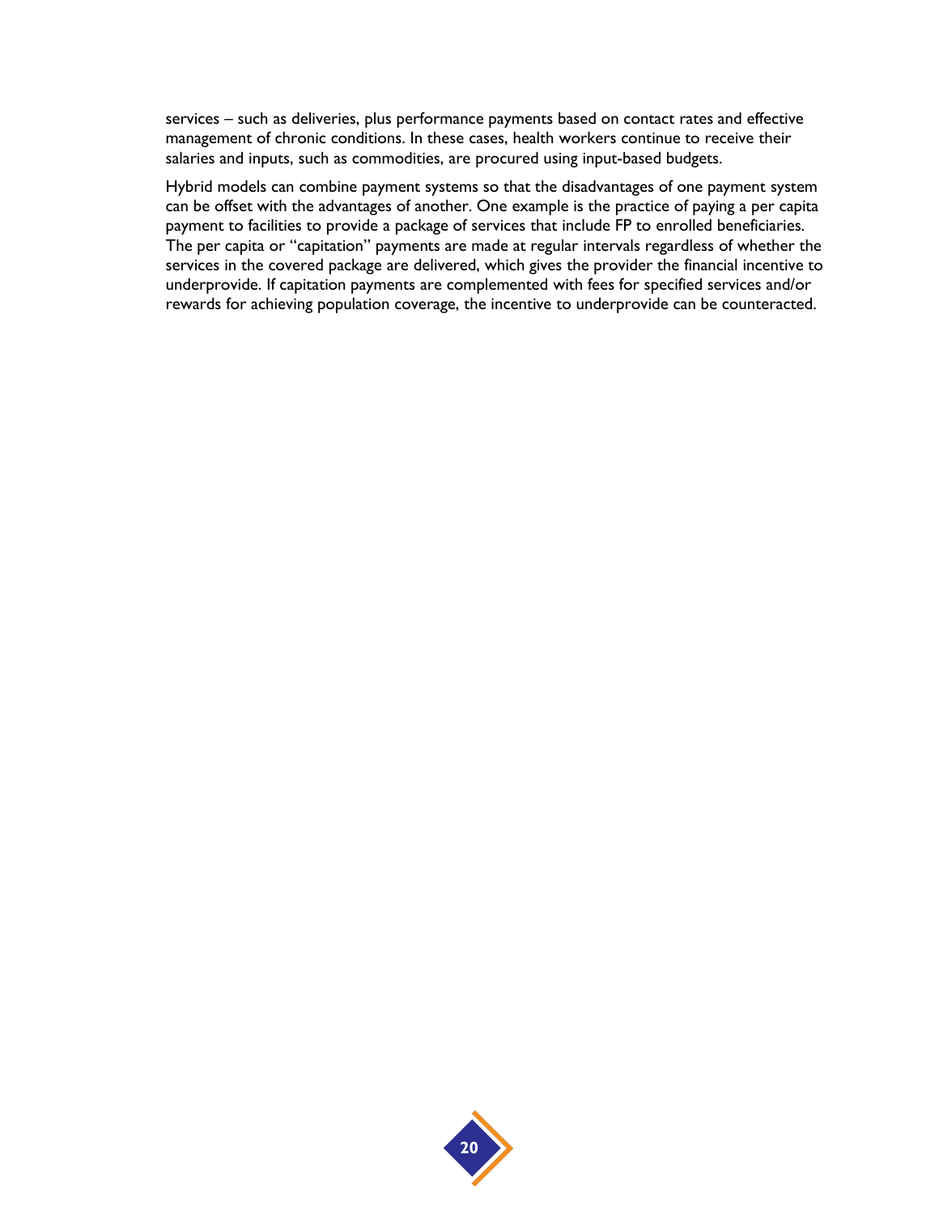services – such as deliveries, plus performance payments based on contact rates and effective management of chronic conditions. In these cases, health workers continue to receive their salaries and inputs, such as commodities, are procured using input-based budgets.

Hybrid models can combine payment systems so that the disadvantages of one payment system can be offset with the advantages of another. One example is the practice of paying a per capita payment to facilities to provide a package of services that include FP to enrolled beneficiaries. The per capita or "capitation" payments are made at regular intervals regardless of whether the services in the covered package are delivered, which gives the provider the financial incentive to underprovide. If capitation payments are complemented with fees for specified services and/or rewards for achieving population coverage, the incentive to underprovide can be counteracted.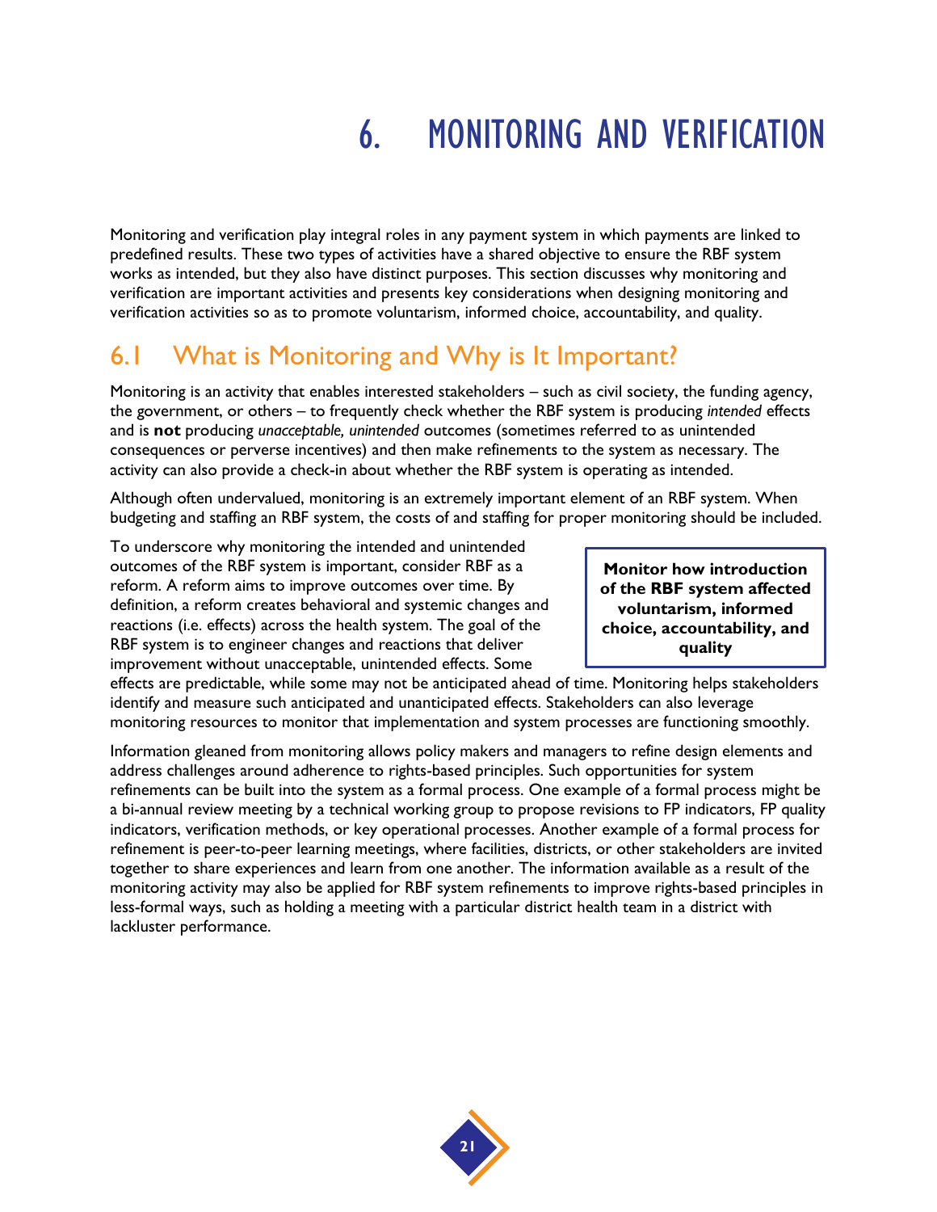# 6. MONITORING AND VERIFICATION

Monitoring and verification play integral roles in any payment system in which payments are linked to predefined results. These two types of activities have a shared objective to ensure the RBF system works as intended, but they also have distinct purposes. This section discusses why monitoring and verification are important activities and presents key considerations when designing monitoring and verification activities so as to promote voluntarism, informed choice, accountability, and quality.

## 6.1 What is Monitoring and Why is It Important?

Monitoring is an activity that enables interested stakeholders – such as civil society, the funding agency, the government, or others – to frequently check whether the RBF system is producing *intended* effects and is **not** producing *unacceptable, unintended* outcomes (sometimes referred to as unintended consequences or perverse incentives) and then make refinements to the system as necessary. The activity can also provide a check-in about whether the RBF system is operating as intended.

Although often undervalued, monitoring is an extremely important element of an RBF system. When budgeting and staffing an RBF system, the costs of and staffing for proper monitoring should be included.

> **Monitor how introduction of the RBF system affected voluntarism, informed choice, accountability, and quality**

To underscore why monitoring the intended and unintended outcomes of the RBF system is important, consider RBF as a reform. A reform aims to improve outcomes over time. By definition, a reform creates behavioral and systemic changes and reactions (i.e. effects) across the health system. The goal of the RBF system is to engineer changes and reactions that deliver improvement without unacceptable, unintended effects. Some effects are predictable, while some may not be anticipated ahead of time. Monitoring helps stakeholders identify and measure such anticipated and unanticipated effects. Stakeholders can also leverage monitoring resources to monitor that implementation and system processes are functioning smoothly.

Information gleaned from monitoring allows policy makers and managers to refine design elements and address challenges around adherence to rights-based principles. Such opportunities for system refinements can be built into the system as a formal process. One example of a formal process might be a bi-annual review meeting by a technical working group to propose revisions to FP indicators, FP quality indicators, verification methods, or key operational processes. Another example of a formal process for refinement is peer-to-peer learning meetings, where facilities, districts, or other stakeholders are invited together to share experiences and learn from one another. The information available as a result of the monitoring activity may also be applied for RBF system refinements to improve rights-based principles in less-formal ways, such as holding a meeting with a particular district health team in a district with lackluster performance.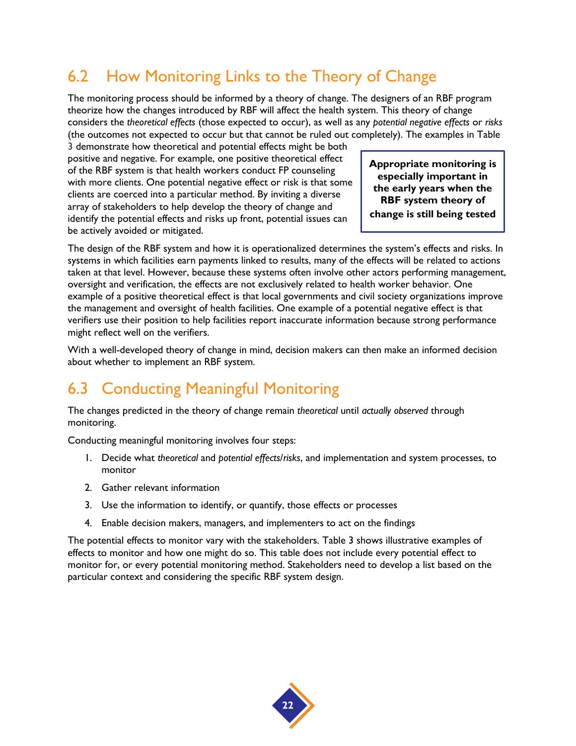## 6.2 How Monitoring Links to the Theory of Change

The monitoring process should be informed by a theory of change. The designers of an RBF program theorize how the changes introduced by RBF will affect the health system. This theory of change considers the *theoretical effects* (those expected to occur), as well as any *potential negative effects* or *risks* (the outcomes not expected to occur but that cannot be ruled out completely). The examples in Table 3 demonstrate how theoretical and potential effects might be both positive and negative. For example, one positive theoretical effect of the RBF system is that health workers conduct FP counseling with more clients. One potential negative effect or risk is that some clients are coerced into a particular method. By inviting a diverse array of stakeholders to help develop the theory of change and identify the potential effects and risks up front, potential issues can be actively avoided or mitigated.

> **Appropriate monitoring is especially important in the early years when the RBF system theory of change is still being tested**

The design of the RBF system and how it is operationalized determines the system's effects and risks. In systems in which facilities earn payments linked to results, many of the effects will be related to actions taken at that level. However, because these systems often involve other actors performing management, oversight and verification, the effects are not exclusively related to health worker behavior. One example of a positive theoretical effect is that local governments and civil society organizations improve the management and oversight of health facilities. One example of a potential negative effect is that verifiers use their position to help facilities report inaccurate information because strong performance might reflect well on the verifiers.

With a well-developed theory of change in mind, decision makers can then make an informed decision about whether to implement an RBF system.

## 6.3 Conducting Meaningful Monitoring

The changes predicted in the theory of change remain *theoretical* until *actually observed* through monitoring.

Conducting meaningful monitoring involves four steps:

1. Decide what *theoretical* and *potential effects/risks*, and implementation and system processes, to monitor
2. Gather relevant information
3. Use the information to identify, or quantify, those effects or processes
4. Enable decision makers, managers, and implementers to act on the findings

The potential effects to monitor vary with the stakeholders. Table 3 shows illustrative examples of effects to monitor and how one might do so. This table does not include every potential effect to monitor for, or every potential monitoring method. Stakeholders need to develop a list based on the particular context and considering the specific RBF system design.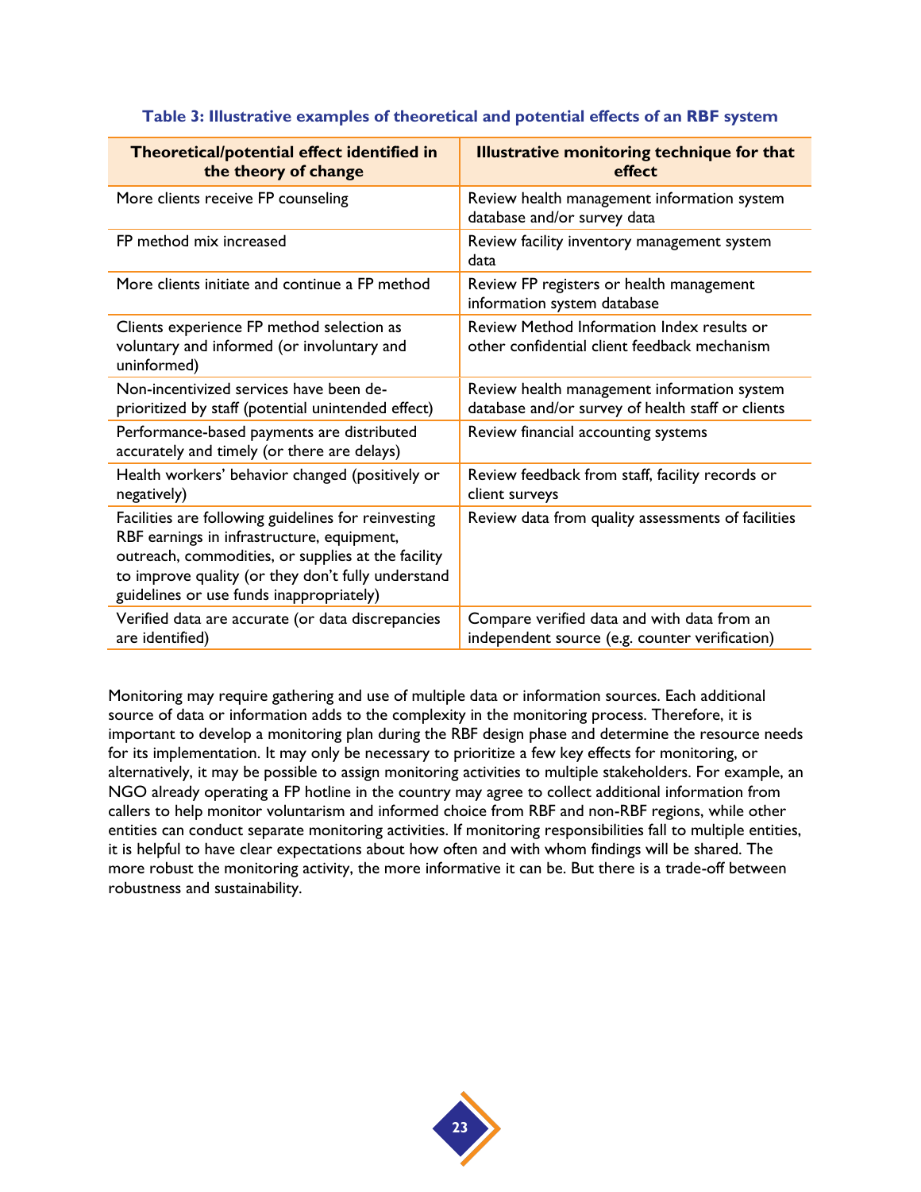**Table 3: Illustrative examples of theoretical and potential effects of an RBF system**

| Theoretical/potential effect identified in the theory of change | Illustrative monitoring technique for that effect |
|---|---|
| More clients receive FP counseling | Review health management information system database and/or survey data |
| FP method mix increased | Review facility inventory management system data |
| More clients initiate and continue a FP method | Review FP registers or health management information system database |
| Clients experience FP method selection as voluntary and informed (or involuntary and uninformed) | Review Method Information Index results or other confidential client feedback mechanism |
| Non-incentivized services have been de-prioritized by staff (potential unintended effect) | Review health management information system database and/or survey of health staff or clients |
| Performance-based payments are distributed accurately and timely (or there are delays) | Review financial accounting systems |
| Health workers' behavior changed (positively or negatively) | Review feedback from staff, facility records or client surveys |
| Facilities are following guidelines for reinvesting RBF earnings in infrastructure, equipment, outreach, commodities, or supplies at the facility to improve quality (or they don't fully understand guidelines or use funds inappropriately) | Review data from quality assessments of facilities |
| Verified data are accurate (or data discrepancies are identified) | Compare verified data and with data from an independent source (e.g. counter verification) |

Monitoring may require gathering and use of multiple data or information sources. Each additional source of data or information adds to the complexity in the monitoring process. Therefore, it is important to develop a monitoring plan during the RBF design phase and determine the resource needs for its implementation. It may only be necessary to prioritize a few key effects for monitoring, or alternatively, it may be possible to assign monitoring activities to multiple stakeholders. For example, an NGO already operating a FP hotline in the country may agree to collect additional information from callers to help monitor voluntarism and informed choice from RBF and non-RBF regions, while other entities can conduct separate monitoring activities. If monitoring responsibilities fall to multiple entities, it is helpful to have clear expectations about how often and with whom findings will be shared. The more robust the monitoring activity, the more informative it can be. But there is a trade-off between robustness and sustainability.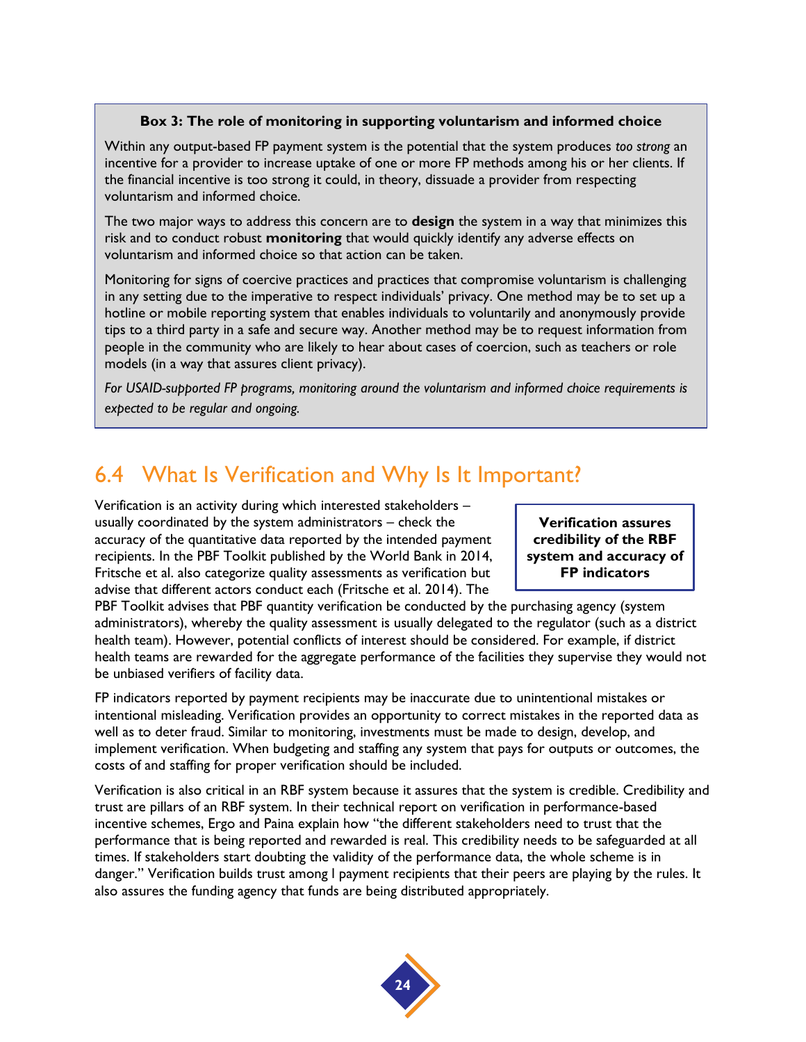**Box 3: The role of monitoring in supporting voluntarism and informed choice**

Within any output-based FP payment system is the potential that the system produces *too strong* an incentive for a provider to increase uptake of one or more FP methods among his or her clients. If the financial incentive is too strong it could, in theory, dissuade a provider from respecting voluntarism and informed choice.

The two major ways to address this concern are to **design** the system in a way that minimizes this risk and to conduct robust **monitoring** that would quickly identify any adverse effects on voluntarism and informed choice so that action can be taken.

Monitoring for signs of coercive practices and practices that compromise voluntarism is challenging in any setting due to the imperative to respect individuals' privacy. One method may be to set up a hotline or mobile reporting system that enables individuals to voluntarily and anonymously provide tips to a third party in a safe and secure way. Another method may be to request information from people in the community who are likely to hear about cases of coercion, such as teachers or role models (in a way that assures client privacy).

*For USAID-supported FP programs, monitoring around the voluntarism and informed choice requirements is expected to be regular and ongoing.*

## 6.4 What Is Verification and Why Is It Important?

**Verification assures credibility of the RBF system and accuracy of FP indicators**

Verification is an activity during which interested stakeholders – usually coordinated by the system administrators – check the accuracy of the quantitative data reported by the intended payment recipients. In the PBF Toolkit published by the World Bank in 2014, Fritsche et al. also categorize quality assessments as verification but advise that different actors conduct each (Fritsche et al. 2014). The PBF Toolkit advises that PBF quantity verification be conducted by the purchasing agency (system administrators), whereby the quality assessment is usually delegated to the regulator (such as a district health team). However, potential conflicts of interest should be considered. For example, if district health teams are rewarded for the aggregate performance of the facilities they supervise they would not be unbiased verifiers of facility data.

FP indicators reported by payment recipients may be inaccurate due to unintentional mistakes or intentional misleading. Verification provides an opportunity to correct mistakes in the reported data as well as to deter fraud. Similar to monitoring, investments must be made to design, develop, and implement verification. When budgeting and staffing any system that pays for outputs or outcomes, the costs of and staffing for proper verification should be included.

Verification is also critical in an RBF system because it assures that the system is credible. Credibility and trust are pillars of an RBF system. In their technical report on verification in performance-based incentive schemes, Ergo and Paina explain how "the different stakeholders need to trust that the performance that is being reported and rewarded is real. This credibility needs to be safeguarded at all times. If stakeholders start doubting the validity of the performance data, the whole scheme is in danger." Verification builds trust among l payment recipients that their peers are playing by the rules. It also assures the funding agency that funds are being distributed appropriately.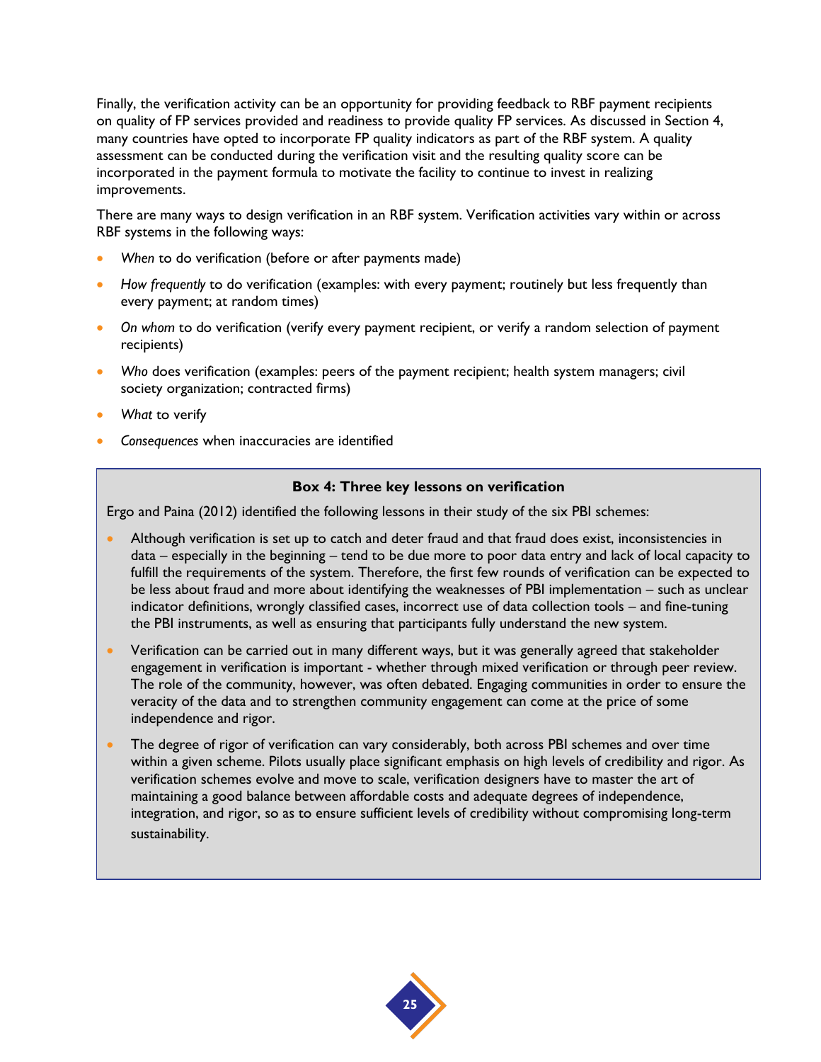Finally, the verification activity can be an opportunity for providing feedback to RBF payment recipients on quality of FP services provided and readiness to provide quality FP services. As discussed in Section 4, many countries have opted to incorporate FP quality indicators as part of the RBF system. A quality assessment can be conducted during the verification visit and the resulting quality score can be incorporated in the payment formula to motivate the facility to continue to invest in realizing improvements.

There are many ways to design verification in an RBF system. Verification activities vary within or across RBF systems in the following ways:

- *When* to do verification (before or after payments made)
- *How frequently* to do verification (examples: with every payment; routinely but less frequently than every payment; at random times)
- *On whom* to do verification (verify every payment recipient, or verify a random selection of payment recipients)
- *Who* does verification (examples: peers of the payment recipient; health system managers; civil society organization; contracted firms)
- *What* to verify
- *Consequences* when inaccuracies are identified

**Box 4: Three key lessons on verification**

Ergo and Paina (2012) identified the following lessons in their study of the six PBI schemes:

- Although verification is set up to catch and deter fraud and that fraud does exist, inconsistencies in data – especially in the beginning – tend to be due more to poor data entry and lack of local capacity to fulfill the requirements of the system. Therefore, the first few rounds of verification can be expected to be less about fraud and more about identifying the weaknesses of PBI implementation – such as unclear indicator definitions, wrongly classified cases, incorrect use of data collection tools – and fine-tuning the PBI instruments, as well as ensuring that participants fully understand the new system.
- Verification can be carried out in many different ways, but it was generally agreed that stakeholder engagement in verification is important - whether through mixed verification or through peer review. The role of the community, however, was often debated. Engaging communities in order to ensure the veracity of the data and to strengthen community engagement can come at the price of some independence and rigor.
- The degree of rigor of verification can vary considerably, both across PBI schemes and over time within a given scheme. Pilots usually place significant emphasis on high levels of credibility and rigor. As verification schemes evolve and move to scale, verification designers have to master the art of maintaining a good balance between affordable costs and adequate degrees of independence, integration, and rigor, so as to ensure sufficient levels of credibility without compromising long-term sustainability.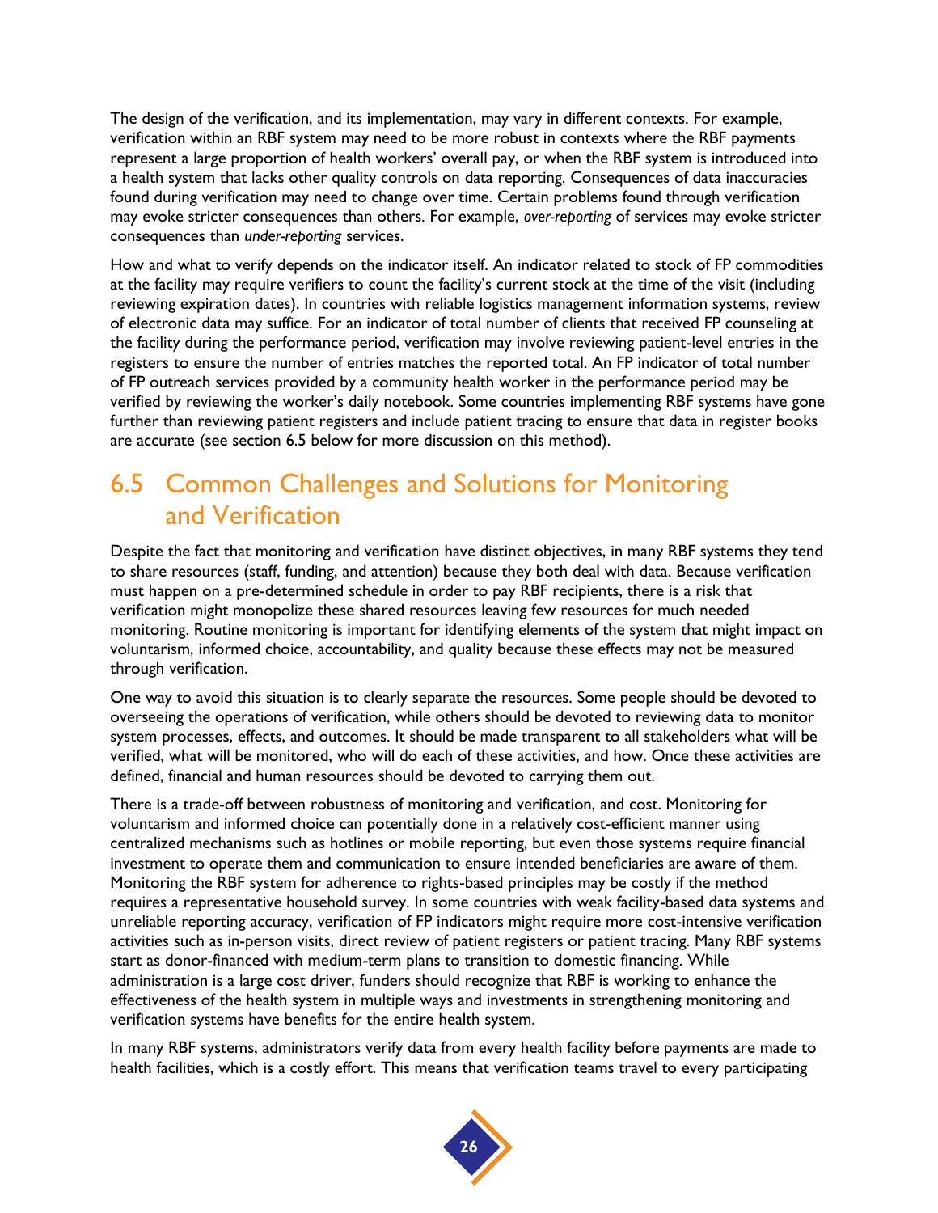The design of the verification, and its implementation, may vary in different contexts. For example, verification within an RBF system may need to be more robust in contexts where the RBF payments represent a large proportion of health workers' overall pay, or when the RBF system is introduced into a health system that lacks other quality controls on data reporting. Consequences of data inaccuracies found during verification may need to change over time. Certain problems found through verification may evoke stricter consequences than others. For example, *over-reporting* of services may evoke stricter consequences than *under-reporting* services.

How and what to verify depends on the indicator itself. An indicator related to stock of FP commodities at the facility may require verifiers to count the facility's current stock at the time of the visit (including reviewing expiration dates). In countries with reliable logistics management information systems, review of electronic data may suffice. For an indicator of total number of clients that received FP counseling at the facility during the performance period, verification may involve reviewing patient-level entries in the registers to ensure the number of entries matches the reported total. An FP indicator of total number of FP outreach services provided by a community health worker in the performance period may be verified by reviewing the worker's daily notebook. Some countries implementing RBF systems have gone further than reviewing patient registers and include patient tracing to ensure that data in register books are accurate (see section 6.5 below for more discussion on this method).

## 6.5 Common Challenges and Solutions for Monitoring and Verification

Despite the fact that monitoring and verification have distinct objectives, in many RBF systems they tend to share resources (staff, funding, and attention) because they both deal with data. Because verification must happen on a pre-determined schedule in order to pay RBF recipients, there is a risk that verification might monopolize these shared resources leaving few resources for much needed monitoring. Routine monitoring is important for identifying elements of the system that might impact on voluntarism, informed choice, accountability, and quality because these effects may not be measured through verification.

One way to avoid this situation is to clearly separate the resources. Some people should be devoted to overseeing the operations of verification, while others should be devoted to reviewing data to monitor system processes, effects, and outcomes. It should be made transparent to all stakeholders what will be verified, what will be monitored, who will do each of these activities, and how. Once these activities are defined, financial and human resources should be devoted to carrying them out.

There is a trade-off between robustness of monitoring and verification, and cost. Monitoring for voluntarism and informed choice can potentially done in a relatively cost-efficient manner using centralized mechanisms such as hotlines or mobile reporting, but even those systems require financial investment to operate them and communication to ensure intended beneficiaries are aware of them. Monitoring the RBF system for adherence to rights-based principles may be costly if the method requires a representative household survey. In some countries with weak facility-based data systems and unreliable reporting accuracy, verification of FP indicators might require more cost-intensive verification activities such as in-person visits, direct review of patient registers or patient tracing. Many RBF systems start as donor-financed with medium-term plans to transition to domestic financing. While administration is a large cost driver, funders should recognize that RBF is working to enhance the effectiveness of the health system in multiple ways and investments in strengthening monitoring and verification systems have benefits for the entire health system.

In many RBF systems, administrators verify data from every health facility before payments are made to health facilities, which is a costly effort. This means that verification teams travel to every participating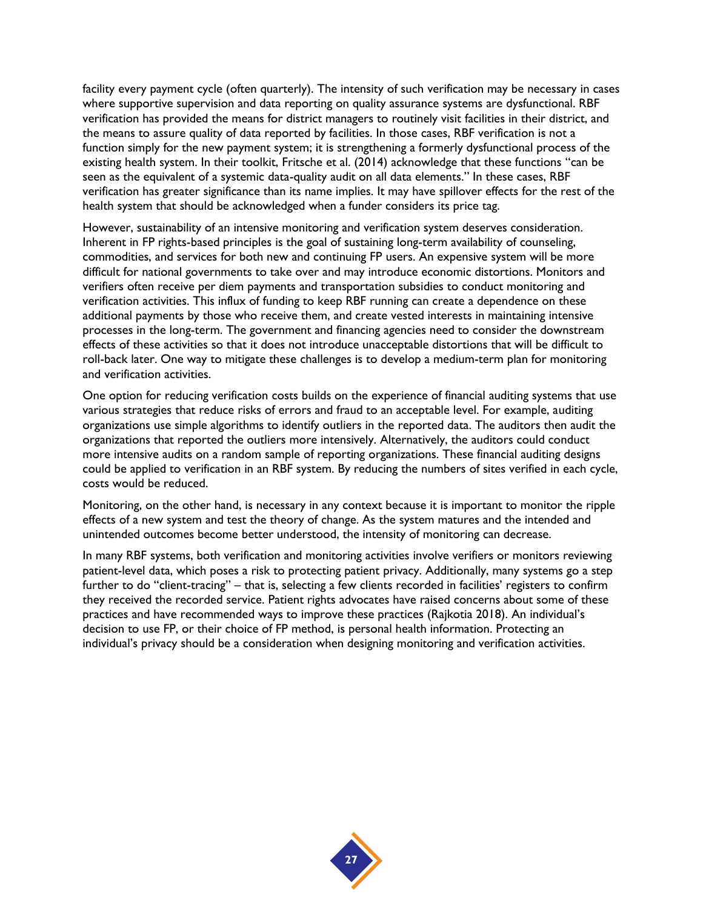facility every payment cycle (often quarterly). The intensity of such verification may be necessary in cases where supportive supervision and data reporting on quality assurance systems are dysfunctional. RBF verification has provided the means for district managers to routinely visit facilities in their district, and the means to assure quality of data reported by facilities. In those cases, RBF verification is not a function simply for the new payment system; it is strengthening a formerly dysfunctional process of the existing health system. In their toolkit, Fritsche et al. (2014) acknowledge that these functions "can be seen as the equivalent of a systemic data-quality audit on all data elements." In these cases, RBF verification has greater significance than its name implies. It may have spillover effects for the rest of the health system that should be acknowledged when a funder considers its price tag.

However, sustainability of an intensive monitoring and verification system deserves consideration. Inherent in FP rights-based principles is the goal of sustaining long-term availability of counseling, commodities, and services for both new and continuing FP users. An expensive system will be more difficult for national governments to take over and may introduce economic distortions. Monitors and verifiers often receive per diem payments and transportation subsidies to conduct monitoring and verification activities. This influx of funding to keep RBF running can create a dependence on these additional payments by those who receive them, and create vested interests in maintaining intensive processes in the long-term. The government and financing agencies need to consider the downstream effects of these activities so that it does not introduce unacceptable distortions that will be difficult to roll-back later. One way to mitigate these challenges is to develop a medium-term plan for monitoring and verification activities.

One option for reducing verification costs builds on the experience of financial auditing systems that use various strategies that reduce risks of errors and fraud to an acceptable level. For example, auditing organizations use simple algorithms to identify outliers in the reported data. The auditors then audit the organizations that reported the outliers more intensively. Alternatively, the auditors could conduct more intensive audits on a random sample of reporting organizations. These financial auditing designs could be applied to verification in an RBF system. By reducing the numbers of sites verified in each cycle, costs would be reduced.

Monitoring, on the other hand, is necessary in any context because it is important to monitor the ripple effects of a new system and test the theory of change. As the system matures and the intended and unintended outcomes become better understood, the intensity of monitoring can decrease.

In many RBF systems, both verification and monitoring activities involve verifiers or monitors reviewing patient-level data, which poses a risk to protecting patient privacy. Additionally, many systems go a step further to do "client-tracing" – that is, selecting a few clients recorded in facilities' registers to confirm they received the recorded service. Patient rights advocates have raised concerns about some of these practices and have recommended ways to improve these practices (Rajkotia 2018). An individual's decision to use FP, or their choice of FP method, is personal health information. Protecting an individual's privacy should be a consideration when designing monitoring and verification activities.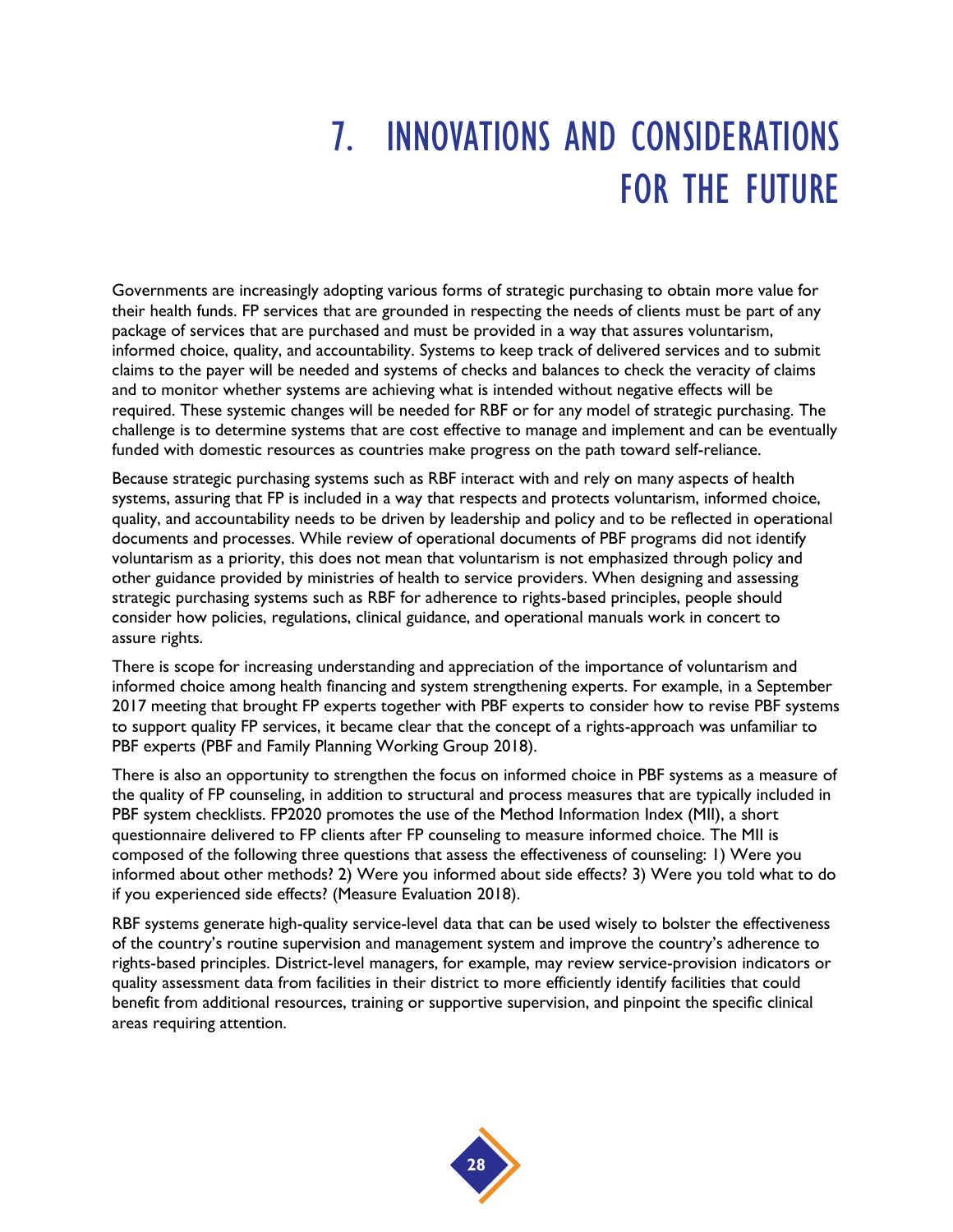# 7. INNOVATIONS AND CONSIDERATIONS FOR THE FUTURE

Governments are increasingly adopting various forms of strategic purchasing to obtain more value for their health funds. FP services that are grounded in respecting the needs of clients must be part of any package of services that are purchased and must be provided in a way that assures voluntarism, informed choice, quality, and accountability. Systems to keep track of delivered services and to submit claims to the payer will be needed and systems of checks and balances to check the veracity of claims and to monitor whether systems are achieving what is intended without negative effects will be required. These systemic changes will be needed for RBF or for any model of strategic purchasing. The challenge is to determine systems that are cost effective to manage and implement and can be eventually funded with domestic resources as countries make progress on the path toward self-reliance.

Because strategic purchasing systems such as RBF interact with and rely on many aspects of health systems, assuring that FP is included in a way that respects and protects voluntarism, informed choice, quality, and accountability needs to be driven by leadership and policy and to be reflected in operational documents and processes. While review of operational documents of PBF programs did not identify voluntarism as a priority, this does not mean that voluntarism is not emphasized through policy and other guidance provided by ministries of health to service providers. When designing and assessing strategic purchasing systems such as RBF for adherence to rights-based principles, people should consider how policies, regulations, clinical guidance, and operational manuals work in concert to assure rights.

There is scope for increasing understanding and appreciation of the importance of voluntarism and informed choice among health financing and system strengthening experts. For example, in a September 2017 meeting that brought FP experts together with PBF experts to consider how to revise PBF systems to support quality FP services, it became clear that the concept of a rights-approach was unfamiliar to PBF experts (PBF and Family Planning Working Group 2018).

There is also an opportunity to strengthen the focus on informed choice in PBF systems as a measure of the quality of FP counseling, in addition to structural and process measures that are typically included in PBF system checklists. FP2020 promotes the use of the Method Information Index (MII), a short questionnaire delivered to FP clients after FP counseling to measure informed choice. The MII is composed of the following three questions that assess the effectiveness of counseling: 1) Were you informed about other methods? 2) Were you informed about side effects? 3) Were you told what to do if you experienced side effects? (Measure Evaluation 2018).

RBF systems generate high-quality service-level data that can be used wisely to bolster the effectiveness of the country's routine supervision and management system and improve the country's adherence to rights-based principles. District-level managers, for example, may review service-provision indicators or quality assessment data from facilities in their district to more efficiently identify facilities that could benefit from additional resources, training or supportive supervision, and pinpoint the specific clinical areas requiring attention.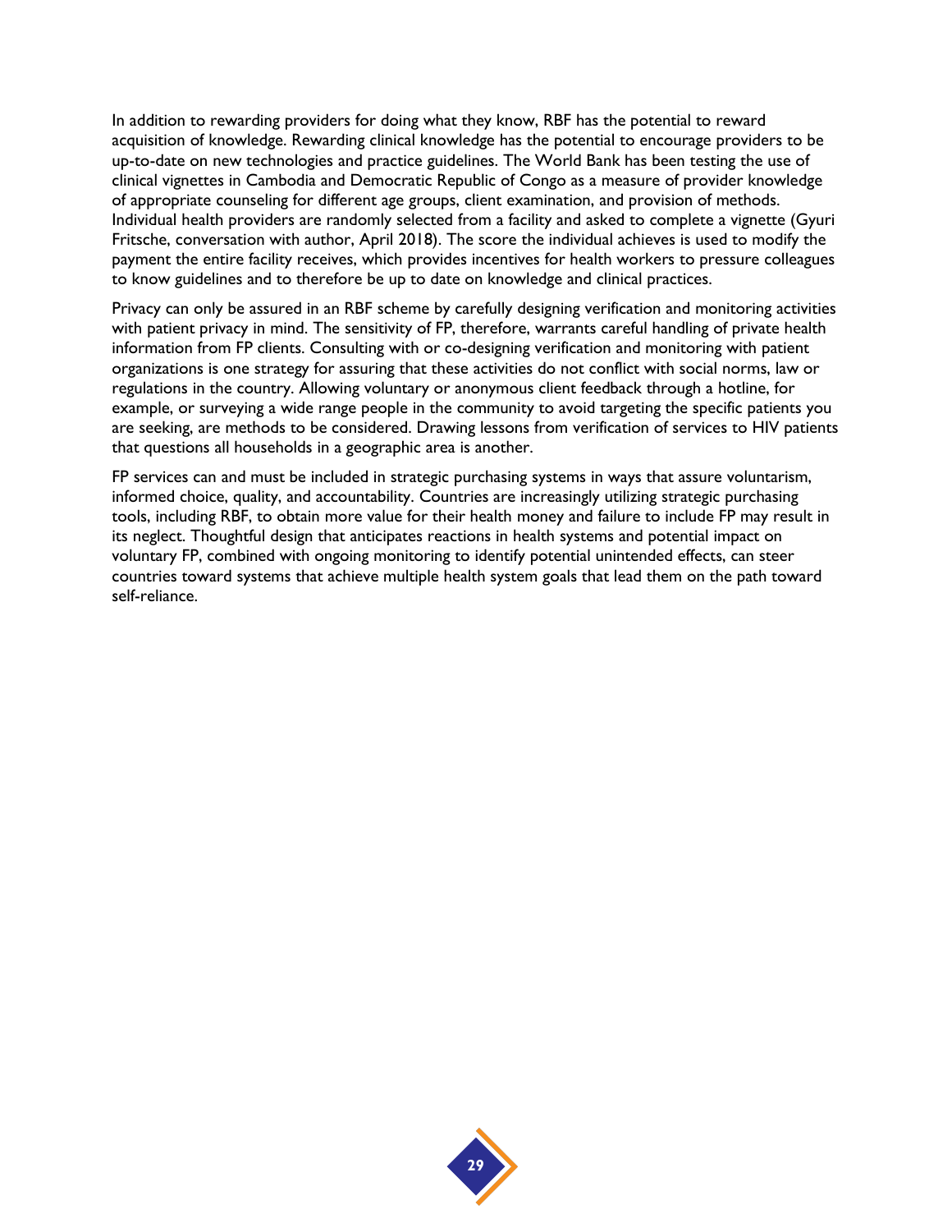In addition to rewarding providers for doing what they know, RBF has the potential to reward acquisition of knowledge. Rewarding clinical knowledge has the potential to encourage providers to be up-to-date on new technologies and practice guidelines. The World Bank has been testing the use of clinical vignettes in Cambodia and Democratic Republic of Congo as a measure of provider knowledge of appropriate counseling for different age groups, client examination, and provision of methods. Individual health providers are randomly selected from a facility and asked to complete a vignette (Gyuri Fritsche, conversation with author, April 2018). The score the individual achieves is used to modify the payment the entire facility receives, which provides incentives for health workers to pressure colleagues to know guidelines and to therefore be up to date on knowledge and clinical practices.

Privacy can only be assured in an RBF scheme by carefully designing verification and monitoring activities with patient privacy in mind. The sensitivity of FP, therefore, warrants careful handling of private health information from FP clients. Consulting with or co-designing verification and monitoring with patient organizations is one strategy for assuring that these activities do not conflict with social norms, law or regulations in the country. Allowing voluntary or anonymous client feedback through a hotline, for example, or surveying a wide range people in the community to avoid targeting the specific patients you are seeking, are methods to be considered. Drawing lessons from verification of services to HIV patients that questions all households in a geographic area is another.

FP services can and must be included in strategic purchasing systems in ways that assure voluntarism, informed choice, quality, and accountability. Countries are increasingly utilizing strategic purchasing tools, including RBF, to obtain more value for their health money and failure to include FP may result in its neglect. Thoughtful design that anticipates reactions in health systems and potential impact on voluntary FP, combined with ongoing monitoring to identify potential unintended effects, can steer countries toward systems that achieve multiple health system goals that lead them on the path toward self-reliance.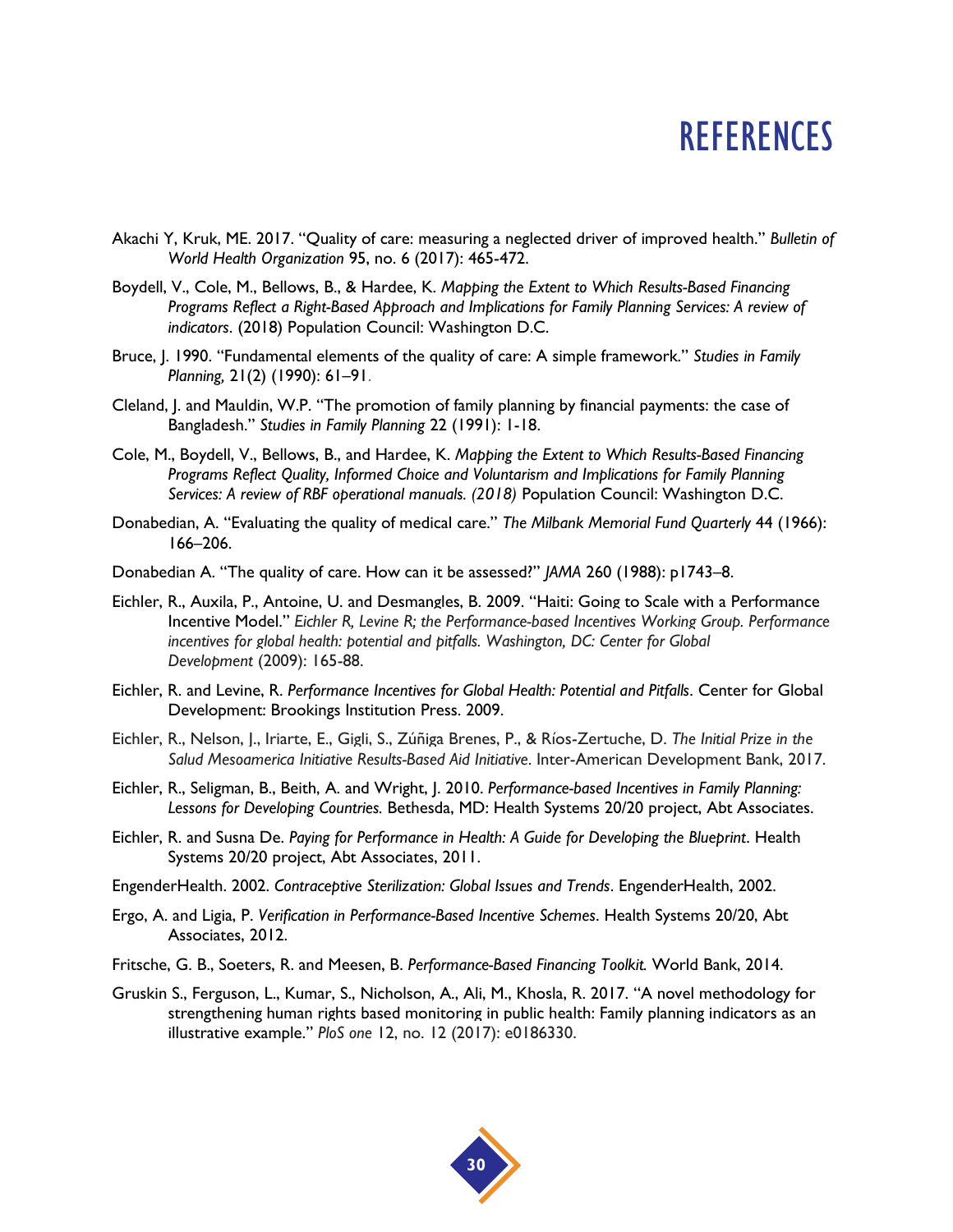# REFERENCES

Akachi Y, Kruk, ME. 2017. "Quality of care: measuring a neglected driver of improved health." *Bulletin of World Health Organization* 95, no. 6 (2017): 465-472.

Boydell, V., Cole, M., Bellows, B., & Hardee, K. *Mapping the Extent to Which Results-Based Financing Programs Reflect a Right-Based Approach and Implications for Family Planning Services: A review of indicators*. (2018) Population Council: Washington D.C.

Bruce, J. 1990. "Fundamental elements of the quality of care: A simple framework." *Studies in Family Planning,* 21(2) (1990): 61–91.

Cleland, J. and Mauldin, W.P. "The promotion of family planning by financial payments: the case of Bangladesh." *Studies in Family Planning* 22 (1991): 1-18.

Cole, M., Boydell, V., Bellows, B., and Hardee, K. *Mapping the Extent to Which Results-Based Financing Programs Reflect Quality, Informed Choice and Voluntarism and Implications for Family Planning Services: A review of RBF operational manuals. (2018)* Population Council: Washington D.C.

Donabedian, A. "Evaluating the quality of medical care." *The Milbank Memorial Fund Quarterly* 44 (1966): 166–206.

Donabedian A. "The quality of care. How can it be assessed?" *JAMA* 260 (1988): p1743–8.

Eichler, R., Auxila, P., Antoine, U. and Desmangles, B. 2009. "Haiti: Going to Scale with a Performance Incentive Model." *Eichler R, Levine R; the Performance-based Incentives Working Group. Performance incentives for global health: potential and pitfalls. Washington, DC: Center for Global Development* (2009): 165-88.

Eichler, R. and Levine, R. *Performance Incentives for Global Health: Potential and Pitfalls*. Center for Global Development: Brookings Institution Press. 2009.

Eichler, R., Nelson, J., Iriarte, E., Gigli, S., Zúñiga Brenes, P., & Ríos-Zertuche, D. *The Initial Prize in the Salud Mesoamerica Initiative Results-Based Aid Initiative*. Inter-American Development Bank, 2017.

Eichler, R., Seligman, B., Beith, A. and Wright, J. 2010. *Performance-based Incentives in Family Planning: Lessons for Developing Countries.* Bethesda, MD: Health Systems 20/20 project, Abt Associates.

Eichler, R. and Susna De. *Paying for Performance in Health: A Guide for Developing the Blueprint*. Health Systems 20/20 project, Abt Associates, 2011.

EngenderHealth. 2002. *Contraceptive Sterilization: Global Issues and Trends*. EngenderHealth, 2002.

Ergo, A. and Ligia, P. *Verification in Performance-Based Incentive Schemes*. Health Systems 20/20, Abt Associates, 2012.

Fritsche, G. B., Soeters, R. and Meesen, B. *Performance-Based Financing Toolkit.* World Bank, 2014.

Gruskin S., Ferguson, L., Kumar, S., Nicholson, A., Ali, M., Khosla, R. 2017. "A novel methodology for strengthening human rights based monitoring in public health: Family planning indicators as an illustrative example." *PloS one* 12, no. 12 (2017): e0186330.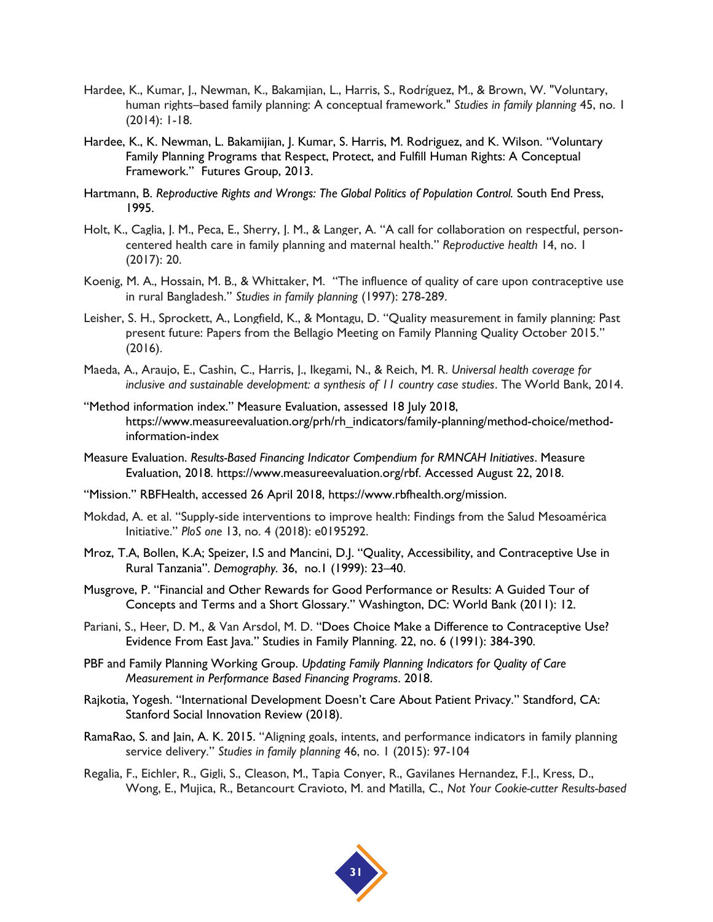Hardee, K., Kumar, J., Newman, K., Bakamjian, L., Harris, S., Rodríguez, M., & Brown, W. "Voluntary, human rights–based family planning: A conceptual framework." *Studies in family planning* 45, no. 1 (2014): 1-18.

Hardee, K., K. Newman, L. Bakamjian, J. Kumar, S. Harris, M. Rodriguez, and K. Wilson. "Voluntary Family Planning Programs that Respect, Protect, and Fulfill Human Rights: A Conceptual Framework." Futures Group, 2013.

Hartmann, B. *Reproductive Rights and Wrongs: The Global Politics of Population Control.* South End Press, 1995.

Holt, K., Caglia, J. M., Peca, E., Sherry, J. M., & Langer, A. "A call for collaboration on respectful, person-centered health care in family planning and maternal health." *Reproductive health* 14, no. 1 (2017): 20.

Koenig, M. A., Hossain, M. B., & Whittaker, M. "The influence of quality of care upon contraceptive use in rural Bangladesh." *Studies in family planning* (1997): 278-289.

Leisher, S. H., Sprockett, A., Longfield, K., & Montagu, D. "Quality measurement in family planning: Past present future: Papers from the Bellagio Meeting on Family Planning Quality October 2015." (2016).

Maeda, A., Araujo, E., Cashin, C., Harris, J., Ikegami, N., & Reich, M. R. *Universal health coverage for inclusive and sustainable development: a synthesis of 11 country case studies*. The World Bank, 2014.

"Method information index." Measure Evaluation, assessed 18 July 2018, https://www.measureevaluation.org/prh/rh_indicators/family-planning/method-choice/method-information-index

Measure Evaluation. *Results-Based Financing Indicator Compendium for RMNCAH Initiatives*. Measure Evaluation, 2018. https://www.measureevaluation.org/rbf. Accessed August 22, 2018.

"Mission." RBFHealth, accessed 26 April 2018, https://www.rbfhealth.org/mission.

Mokdad, A. et al. "Supply-side interventions to improve health: Findings from the Salud Mesoamérica Initiative." *PloS one* 13, no. 4 (2018): e0195292.

Mroz, T.A, Bollen, K.A; Speizer, I.S and Mancini, D.J. "Quality, Accessibility, and Contraceptive Use in Rural Tanzania". *Demography*. 36, no.1 (1999): 23–40.

Musgrove, P. "Financial and Other Rewards for Good Performance or Results: A Guided Tour of Concepts and Terms and a Short Glossary." Washington, DC: World Bank (2011): 12.

Pariani, S., Heer, D. M., & Van Arsdol, M. D. "Does Choice Make a Difference to Contraceptive Use? Evidence From East Java." Studies in Family Planning. 22, no. 6 (1991): 384-390.

PBF and Family Planning Working Group. *Updating Family Planning Indicators for Quality of Care Measurement in Performance Based Financing Programs*. 2018.

Rajkotia, Yogesh. "International Development Doesn't Care About Patient Privacy." Standford, CA: Stanford Social Innovation Review (2018).

RamaRao, S. and Jain, A. K. 2015. "Aligning goals, intents, and performance indicators in family planning service delivery." *Studies in family planning* 46, no. 1 (2015): 97-104

Regalia, F., Eichler, R., Gigli, S., Cleason, M., Tapia Conyer, R., Gavilanes Hernandez, F.J., Kress, D., Wong, E., Mujica, R., Betancourt Cravioto, M. and Matilla, C., *Not Your Cookie-cutter Results-based*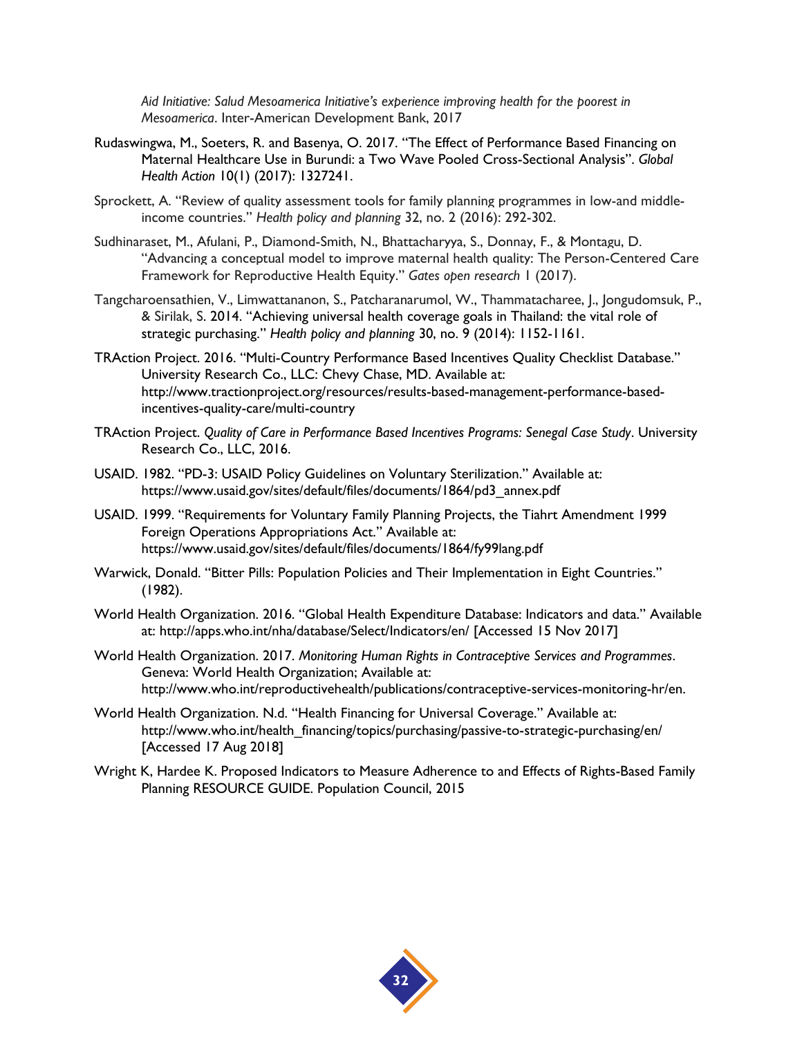*Aid Initiative: Salud Mesoamerica Initiative's experience improving health for the poorest in Mesoamerica*. Inter-American Development Bank, 2017

Rudaswingwa, M., Soeters, R. and Basenya, O. 2017. "The Effect of Performance Based Financing on Maternal Healthcare Use in Burundi: a Two Wave Pooled Cross-Sectional Analysis". *Global Health Action* 10(1) (2017): 1327241.

Sprockett, A. "Review of quality assessment tools for family planning programmes in low-and middle-income countries." *Health policy and planning* 32, no. 2 (2016): 292-302.

Sudhinaraset, M., Afulani, P., Diamond-Smith, N., Bhattacharyya, S., Donnay, F., & Montagu, D. "Advancing a conceptual model to improve maternal health quality: The Person-Centered Care Framework for Reproductive Health Equity." *Gates open research* 1 (2017).

Tangcharoensathien, V., Limwattananon, S., Patcharanarumol, W., Thammatacharee, J., Jongudomsuk, P., & Sirilak, S. 2014. "Achieving universal health coverage goals in Thailand: the vital role of strategic purchasing." *Health policy and planning* 30, no. 9 (2014): 1152-1161.

TRAction Project. 2016. "Multi-Country Performance Based Incentives Quality Checklist Database." University Research Co., LLC: Chevy Chase, MD. Available at: http://www.tractionproject.org/resources/results-based-management-performance-based-incentives-quality-care/multi-country

TRAction Project. *Quality of Care in Performance Based Incentives Programs: Senegal Case Study*. University Research Co., LLC, 2016.

USAID. 1982. "PD-3: USAID Policy Guidelines on Voluntary Sterilization." Available at: https://www.usaid.gov/sites/default/files/documents/1864/pd3_annex.pdf

USAID. 1999. "Requirements for Voluntary Family Planning Projects, the Tiahrt Amendment 1999 Foreign Operations Appropriations Act." Available at: https://www.usaid.gov/sites/default/files/documents/1864/fy99lang.pdf

Warwick, Donald. "Bitter Pills: Population Policies and Their Implementation in Eight Countries." (1982).

World Health Organization. 2016. "Global Health Expenditure Database: Indicators and data." Available at: http://apps.who.int/nha/database/Select/Indicators/en/ [Accessed 15 Nov 2017]

World Health Organization. 2017. *Monitoring Human Rights in Contraceptive Services and Programmes*. Geneva: World Health Organization; Available at: http://www.who.int/reproductivehealth/publications/contraceptive-services-monitoring-hr/en.

World Health Organization. N.d. "Health Financing for Universal Coverage." Available at: http://www.who.int/health_financing/topics/purchasing/passive-to-strategic-purchasing/en/ [Accessed 17 Aug 2018]

Wright K, Hardee K. Proposed Indicators to Measure Adherence to and Effects of Rights-Based Family Planning RESOURCE GUIDE. Population Council, 2015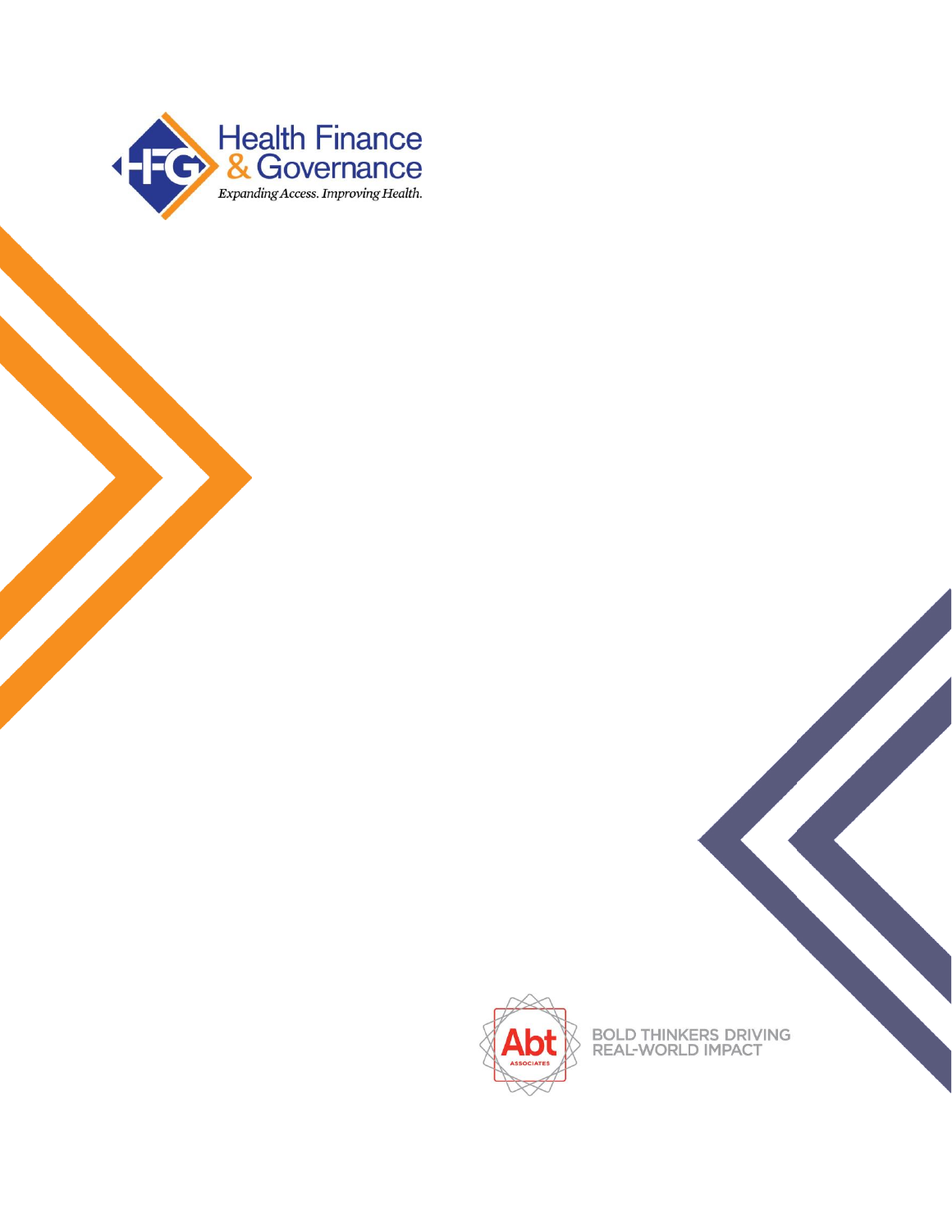Health Finance & Governance

*Expanding Access. Improving Health.*

BOLD THINKERS DRIVING REAL-WORLD IMPACT